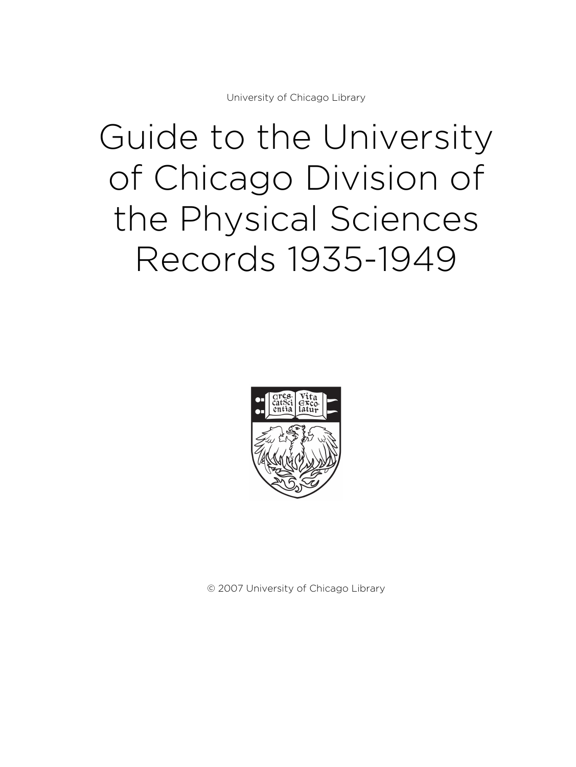University of Chicago Library

# Guide to the University of Chicago Division of the Physical Sciences Records 1935-1949

© 2007 University of Chicago Library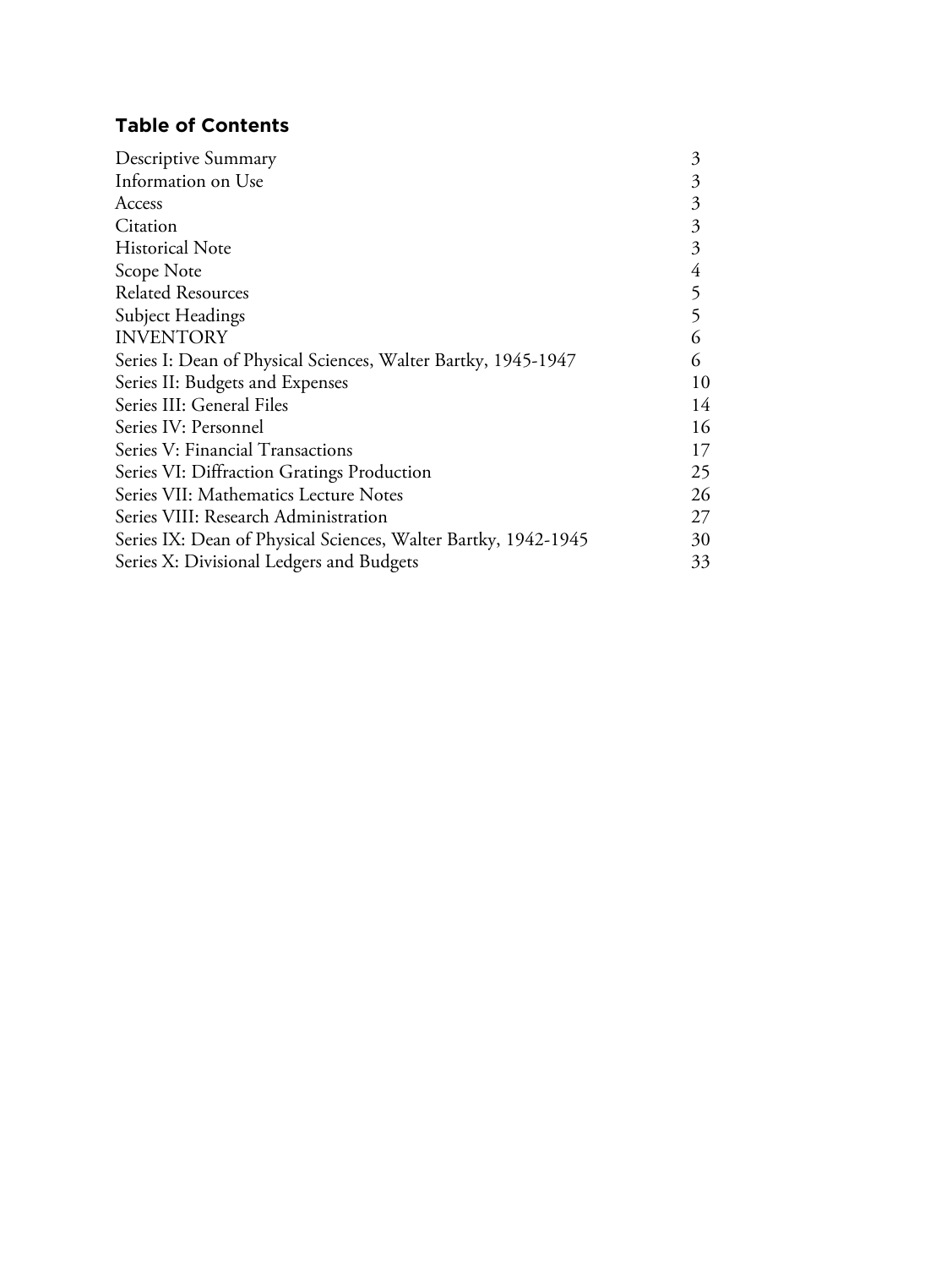## Table of Contents

| | |
|---|---|
| Descriptive Summary | 3 |
| Information on Use | 3 |
| Access | 3 |
| Citation | 3 |
| Historical Note | 3 |
| Scope Note | 4 |
| Related Resources | 5 |
| Subject Headings | 5 |
| INVENTORY | 6 |
| Series I: Dean of Physical Sciences, Walter Bartky, 1945-1947 | 6 |
| Series II: Budgets and Expenses | 10 |
| Series III: General Files | 14 |
| Series IV: Personnel | 16 |
| Series V: Financial Transactions | 17 |
| Series VI: Diffraction Gratings Production | 25 |
| Series VII: Mathematics Lecture Notes | 26 |
| Series VIII: Research Administration | 27 |
| Series IX: Dean of Physical Sciences, Walter Bartky, 1942-1945 | 30 |
| Series X: Divisional Ledgers and Budgets | 33 |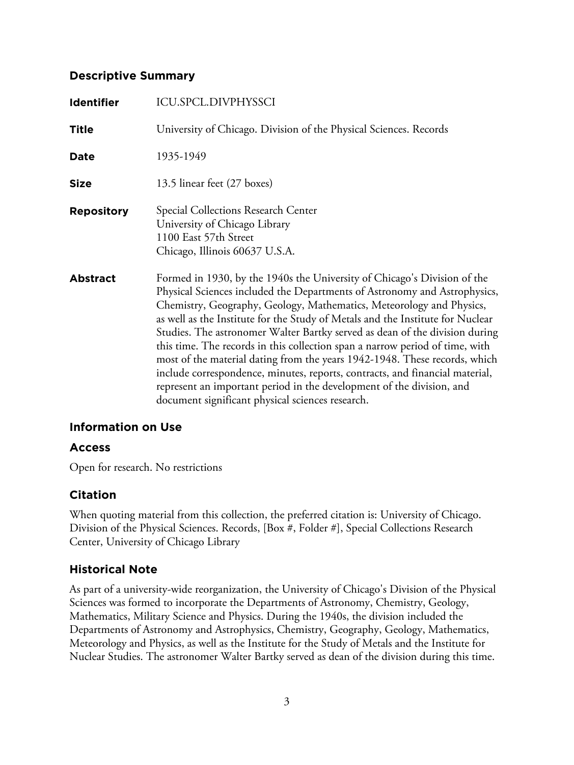## Descriptive Summary

| | |
|---|---|
| **Identifier** | ICU.SPCL.DIVPHYSSCI |
| **Title** | University of Chicago. Division of the Physical Sciences. Records |
| **Date** | 1935-1949 |
| **Size** | 13.5 linear feet (27 boxes) |
| **Repository** | Special Collections Research Center<br>University of Chicago Library<br>1100 East 57th Street<br>Chicago, Illinois 60637 U.S.A. |
| **Abstract** | Formed in 1930, by the 1940s the University of Chicago's Division of the Physical Sciences included the Departments of Astronomy and Astrophysics, Chemistry, Geography, Geology, Mathematics, Meteorology and Physics, as well as the Institute for the Study of Metals and the Institute for Nuclear Studies. The astronomer Walter Bartky served as dean of the division during this time. The records in this collection span a narrow period of time, with most of the material dating from the years 1942-1948. These records, which include correspondence, minutes, reports, contracts, and financial material, represent an important period in the development of the division, and document significant physical sciences research. |

## Information on Use

### Access

Open for research. No restrictions

### Citation

When quoting material from this collection, the preferred citation is: University of Chicago. Division of the Physical Sciences. Records, [Box #, Folder #], Special Collections Research Center, University of Chicago Library

## Historical Note

As part of a university-wide reorganization, the University of Chicago's Division of the Physical Sciences was formed to incorporate the Departments of Astronomy, Chemistry, Geology, Mathematics, Military Science and Physics. During the 1940s, the division included the Departments of Astronomy and Astrophysics, Chemistry, Geography, Geology, Mathematics, Meteorology and Physics, as well as the Institute for the Study of Metals and the Institute for Nuclear Studies. The astronomer Walter Bartky served as dean of the division during this time.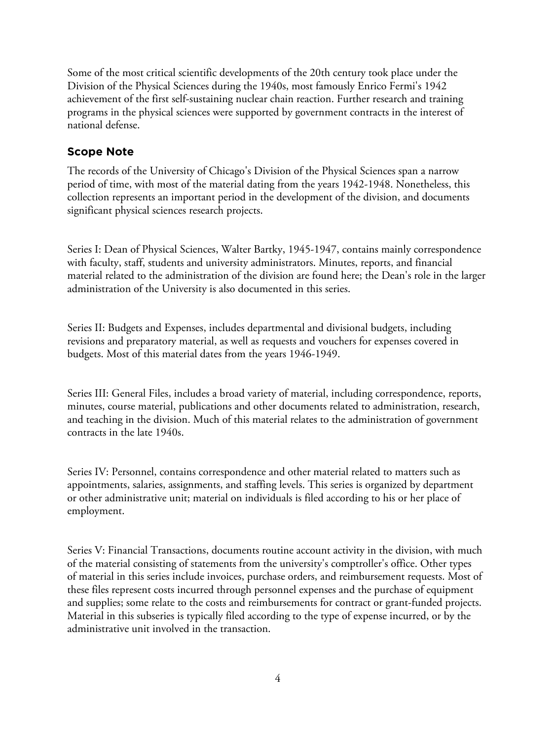Some of the most critical scientific developments of the 20th century took place under the Division of the Physical Sciences during the 1940s, most famously Enrico Fermi's 1942 achievement of the first self-sustaining nuclear chain reaction. Further research and training programs in the physical sciences were supported by government contracts in the interest of national defense.

## Scope Note

The records of the University of Chicago's Division of the Physical Sciences span a narrow period of time, with most of the material dating from the years 1942-1948. Nonetheless, this collection represents an important period in the development of the division, and documents significant physical sciences research projects.

Series I: Dean of Physical Sciences, Walter Bartky, 1945-1947, contains mainly correspondence with faculty, staff, students and university administrators. Minutes, reports, and financial material related to the administration of the division are found here; the Dean's role in the larger administration of the University is also documented in this series.

Series II: Budgets and Expenses, includes departmental and divisional budgets, including revisions and preparatory material, as well as requests and vouchers for expenses covered in budgets. Most of this material dates from the years 1946-1949.

Series III: General Files, includes a broad variety of material, including correspondence, reports, minutes, course material, publications and other documents related to administration, research, and teaching in the division. Much of this material relates to the administration of government contracts in the late 1940s.

Series IV: Personnel, contains correspondence and other material related to matters such as appointments, salaries, assignments, and staffing levels. This series is organized by department or other administrative unit; material on individuals is filed according to his or her place of employment.

Series V: Financial Transactions, documents routine account activity in the division, with much of the material consisting of statements from the university's comptroller's office. Other types of material in this series include invoices, purchase orders, and reimbursement requests. Most of these files represent costs incurred through personnel expenses and the purchase of equipment and supplies; some relate to the costs and reimbursements for contract or grant-funded projects. Material in this subseries is typically filed according to the type of expense incurred, or by the administrative unit involved in the transaction.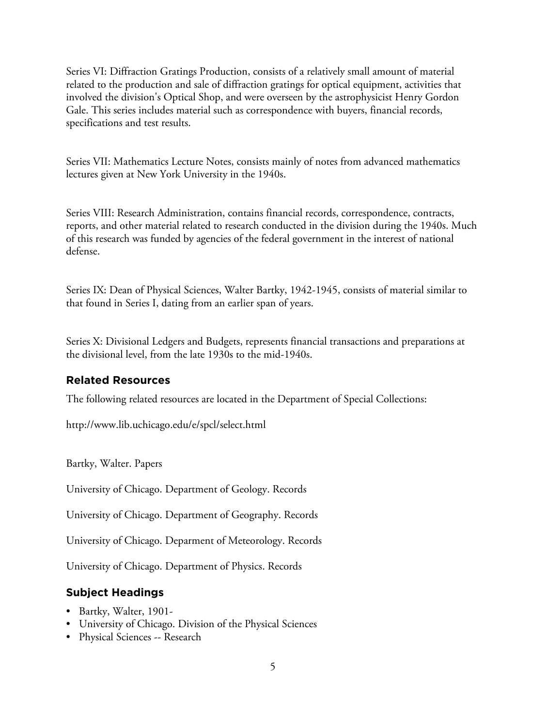Series VI: Diffraction Gratings Production, consists of a relatively small amount of material related to the production and sale of diffraction gratings for optical equipment, activities that involved the division's Optical Shop, and were overseen by the astrophysicist Henry Gordon Gale. This series includes material such as correspondence with buyers, financial records, specifications and test results.

Series VII: Mathematics Lecture Notes, consists mainly of notes from advanced mathematics lectures given at New York University in the 1940s.

Series VIII: Research Administration, contains financial records, correspondence, contracts, reports, and other material related to research conducted in the division during the 1940s. Much of this research was funded by agencies of the federal government in the interest of national defense.

Series IX: Dean of Physical Sciences, Walter Bartky, 1942-1945, consists of material similar to that found in Series I, dating from an earlier span of years.

Series X: Divisional Ledgers and Budgets, represents financial transactions and preparations at the divisional level, from the late 1930s to the mid-1940s.

## Related Resources

The following related resources are located in the Department of Special Collections:

http://www.lib.uchicago.edu/e/spcl/select.html

Bartky, Walter. Papers

University of Chicago. Department of Geology. Records

University of Chicago. Department of Geography. Records

University of Chicago. Deparment of Meteorology. Records

University of Chicago. Department of Physics. Records

## Subject Headings

- Bartky, Walter, 1901-
- University of Chicago. Division of the Physical Sciences
- Physical Sciences -- Research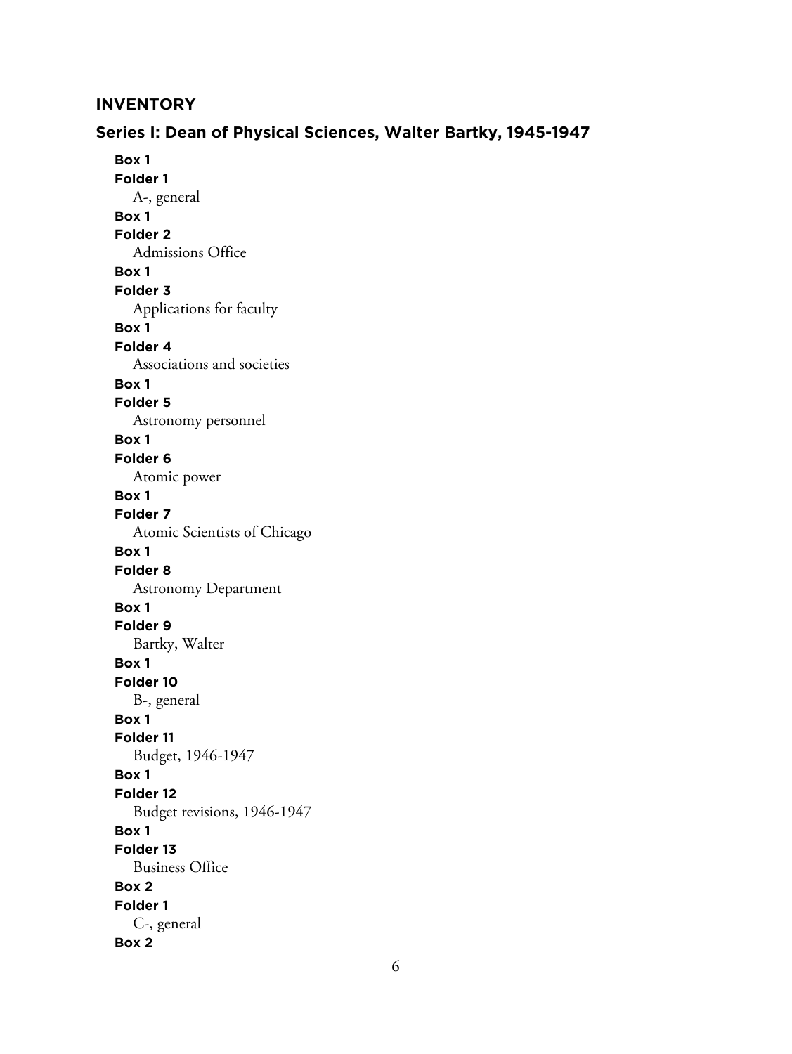## INVENTORY

### Series I: Dean of Physical Sciences, Walter Bartky, 1945-1947

**Box 1**
**Folder 1**
A-, general

**Box 1**
**Folder 2**
Admissions Office

**Box 1**
**Folder 3**
Applications for faculty

**Box 1**
**Folder 4**
Associations and societies

**Box 1**
**Folder 5**
Astronomy personnel

**Box 1**
**Folder 6**
Atomic power

**Box 1**
**Folder 7**
Atomic Scientists of Chicago

**Box 1**
**Folder 8**
Astronomy Department

**Box 1**
**Folder 9**
Bartky, Walter

**Box 1**
**Folder 10**
B-, general

**Box 1**
**Folder 11**
Budget, 1946-1947

**Box 1**
**Folder 12**
Budget revisions, 1946-1947

**Box 1**
**Folder 13**
Business Office

**Box 2**
**Folder 1**
C-, general

**Box 2**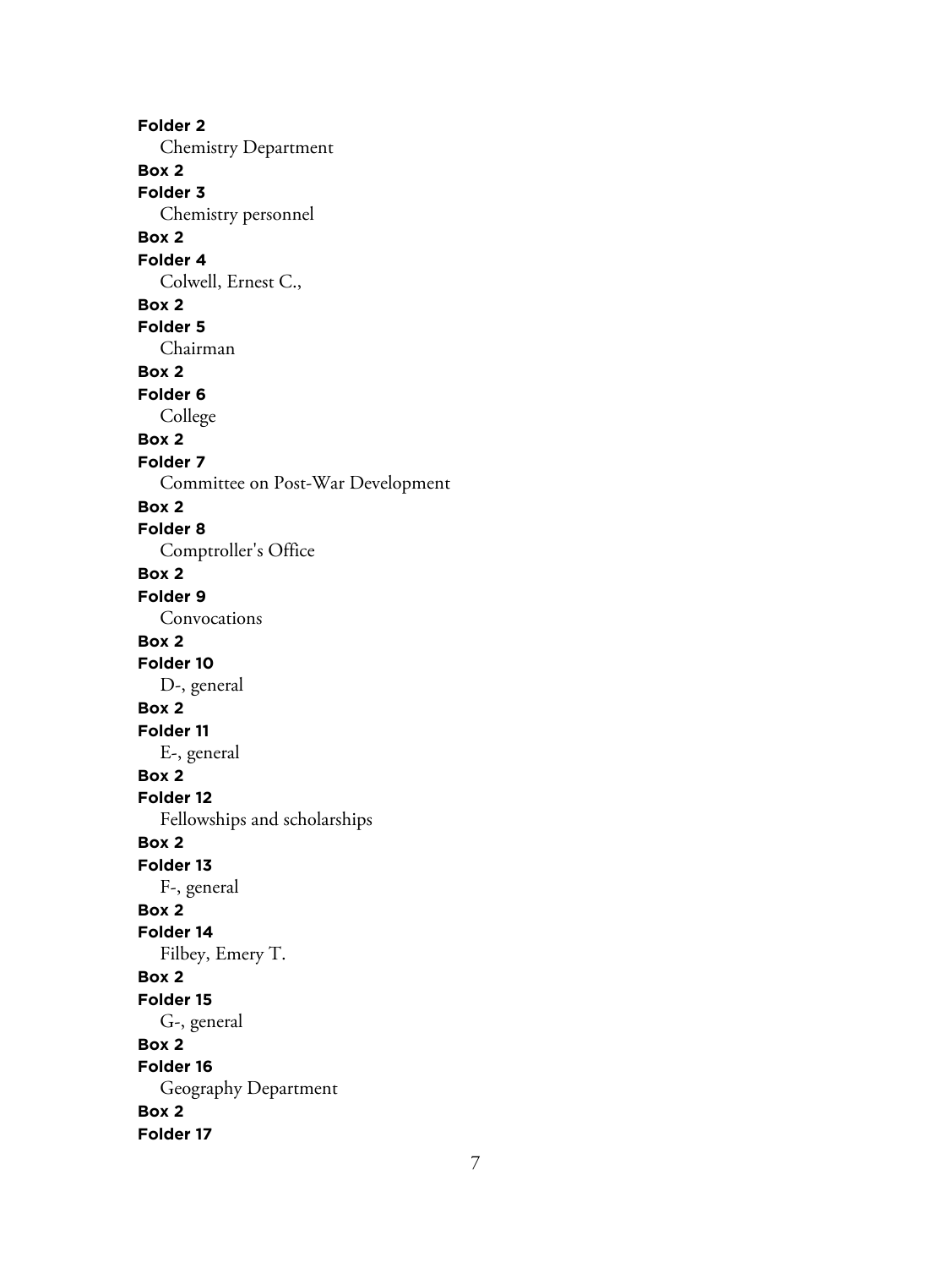**Folder 2**

Chemistry Department

**Box 2**

**Folder 3**

Chemistry personnel

**Box 2**

**Folder 4**

Colwell, Ernest C.,

**Box 2**

**Folder 5**

Chairman

**Box 2**

**Folder 6**

College

**Box 2**

**Folder 7**

Committee on Post-War Development

**Box 2**

**Folder 8**

Comptroller's Office

**Box 2**

**Folder 9**

Convocations

**Box 2**

**Folder 10**

D-, general

**Box 2**

**Folder 11**

E-, general

**Box 2**

**Folder 12**

Fellowships and scholarships

**Box 2**

**Folder 13**

F-, general

**Box 2**

**Folder 14**

Filbey, Emery T.

**Box 2**

**Folder 15**

G-, general

**Box 2**

**Folder 16**

Geography Department

**Box 2**

**Folder 17**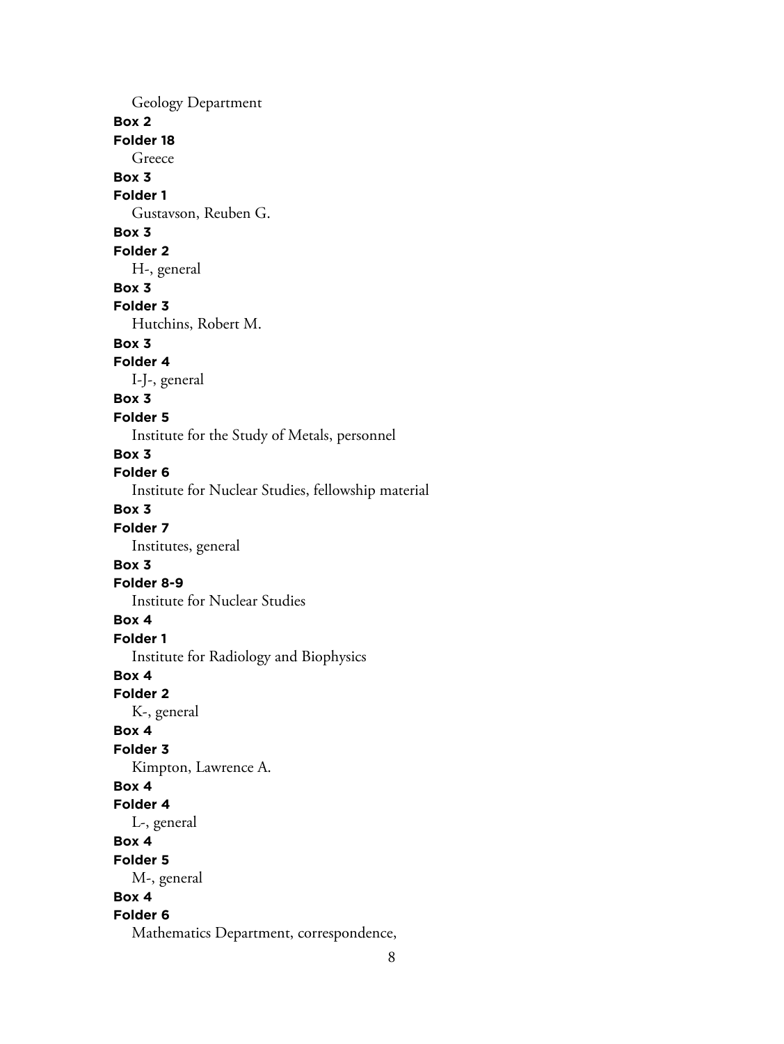Geology Department

**Box 2**

**Folder 18**

Greece

**Box 3**

**Folder 1**

Gustavson, Reuben G.

**Box 3**

**Folder 2**

H-, general

**Box 3**

**Folder 3**

Hutchins, Robert M.

**Box 3**

**Folder 4**

I-J-, general

**Box 3**

**Folder 5**

Institute for the Study of Metals, personnel

**Box 3**

**Folder 6**

Institute for Nuclear Studies, fellowship material

**Box 3**

**Folder 7**

Institutes, general

**Box 3**

**Folder 8-9**

Institute for Nuclear Studies

**Box 4**

**Folder 1**

Institute for Radiology and Biophysics

**Box 4**

**Folder 2**

K-, general

**Box 4**

**Folder 3**

Kimpton, Lawrence A.

**Box 4**

**Folder 4**

L-, general

**Box 4**

**Folder 5**

M-, general

**Box 4**

**Folder 6**

Mathematics Department, correspondence,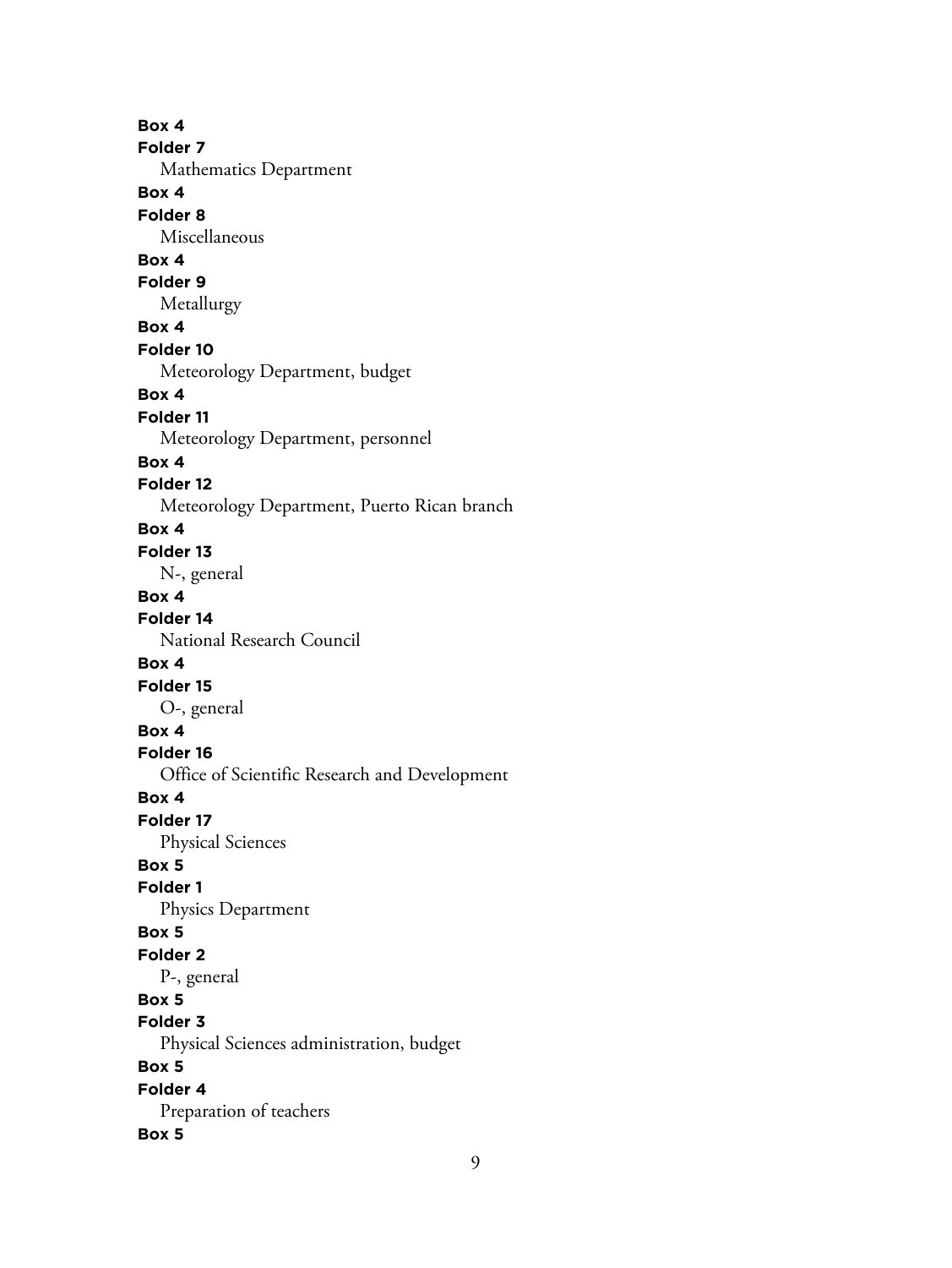**Box 4**
**Folder 7**
Mathematics Department

**Box 4**
**Folder 8**
Miscellaneous

**Box 4**
**Folder 9**
Metallurgy

**Box 4**
**Folder 10**
Meteorology Department, budget

**Box 4**
**Folder 11**
Meteorology Department, personnel

**Box 4**
**Folder 12**
Meteorology Department, Puerto Rican branch

**Box 4**
**Folder 13**
N-, general

**Box 4**
**Folder 14**
National Research Council

**Box 4**
**Folder 15**
O-, general

**Box 4**
**Folder 16**
Office of Scientific Research and Development

**Box 4**
**Folder 17**
Physical Sciences

**Box 5**
**Folder 1**
Physics Department

**Box 5**
**Folder 2**
P-, general

**Box 5**
**Folder 3**
Physical Sciences administration, budget

**Box 5**
**Folder 4**
Preparation of teachers

**Box 5**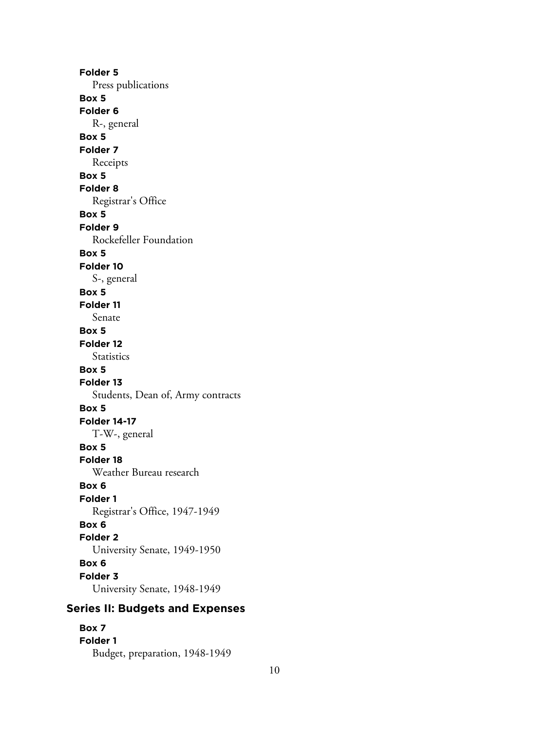**Folder 5**
Press publications

**Box 5**
**Folder 6**
R-, general

**Box 5**
**Folder 7**
Receipts

**Box 5**
**Folder 8**
Registrar's Office

**Box 5**
**Folder 9**
Rockefeller Foundation

**Box 5**
**Folder 10**
S-, general

**Box 5**
**Folder 11**
Senate

**Box 5**
**Folder 12**
Statistics

**Box 5**
**Folder 13**
Students, Dean of, Army contracts

**Box 5**
**Folder 14-17**
T-W-, general

**Box 5**
**Folder 18**
Weather Bureau research

**Box 6**
**Folder 1**
Registrar's Office, 1947-1949

**Box 6**
**Folder 2**
University Senate, 1949-1950

**Box 6**
**Folder 3**
University Senate, 1948-1949

## Series II: Budgets and Expenses

**Box 7**
**Folder 1**
Budget, preparation, 1948-1949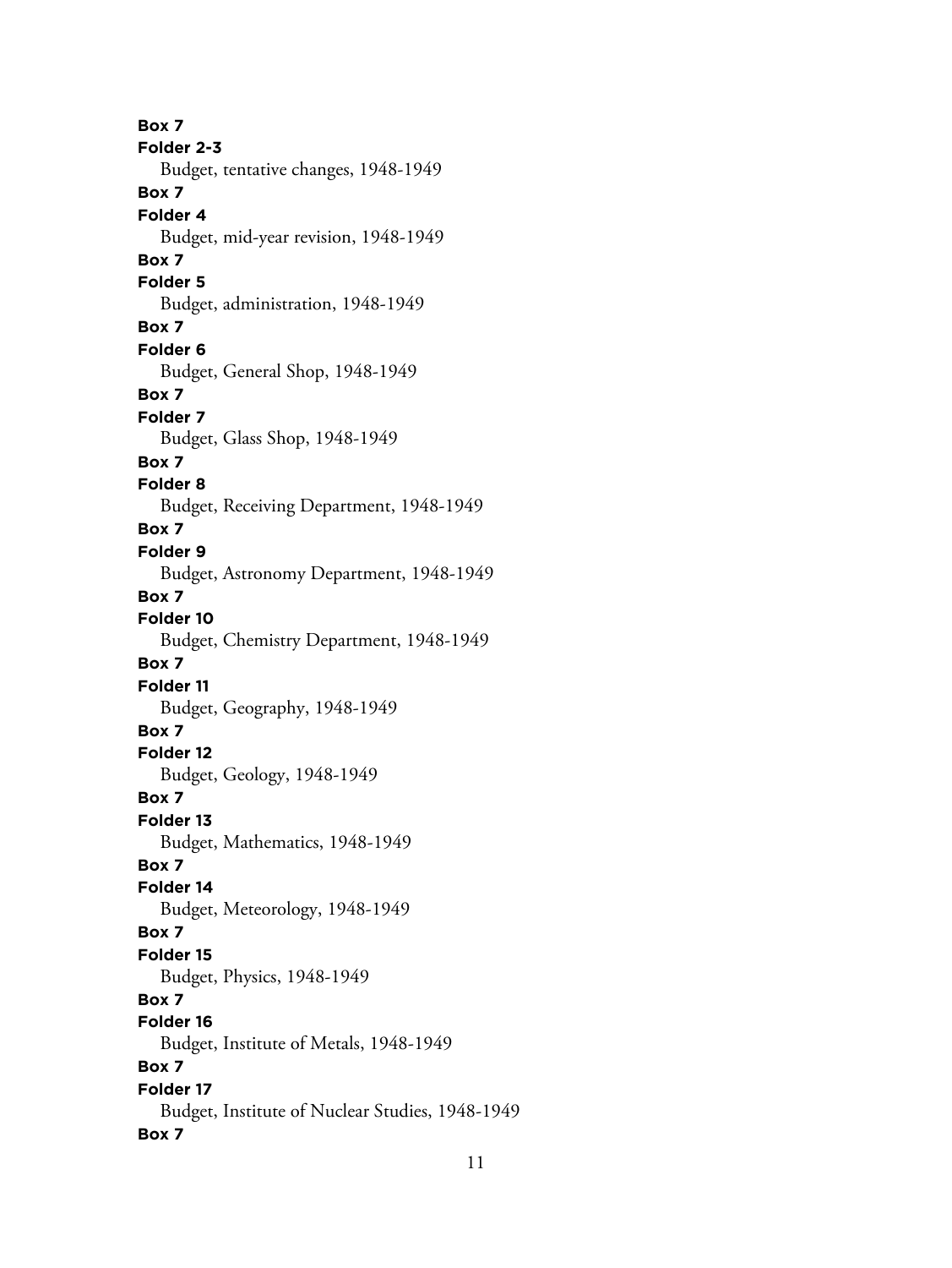**Box 7**
**Folder 2-3**
Budget, tentative changes, 1948-1949
**Box 7**
**Folder 4**
Budget, mid-year revision, 1948-1949
**Box 7**
**Folder 5**
Budget, administration, 1948-1949
**Box 7**
**Folder 6**
Budget, General Shop, 1948-1949
**Box 7**
**Folder 7**
Budget, Glass Shop, 1948-1949
**Box 7**
**Folder 8**
Budget, Receiving Department, 1948-1949
**Box 7**
**Folder 9**
Budget, Astronomy Department, 1948-1949
**Box 7**
**Folder 10**
Budget, Chemistry Department, 1948-1949
**Box 7**
**Folder 11**
Budget, Geography, 1948-1949
**Box 7**
**Folder 12**
Budget, Geology, 1948-1949
**Box 7**
**Folder 13**
Budget, Mathematics, 1948-1949
**Box 7**
**Folder 14**
Budget, Meteorology, 1948-1949
**Box 7**
**Folder 15**
Budget, Physics, 1948-1949
**Box 7**
**Folder 16**
Budget, Institute of Metals, 1948-1949
**Box 7**
**Folder 17**
Budget, Institute of Nuclear Studies, 1948-1949
**Box 7**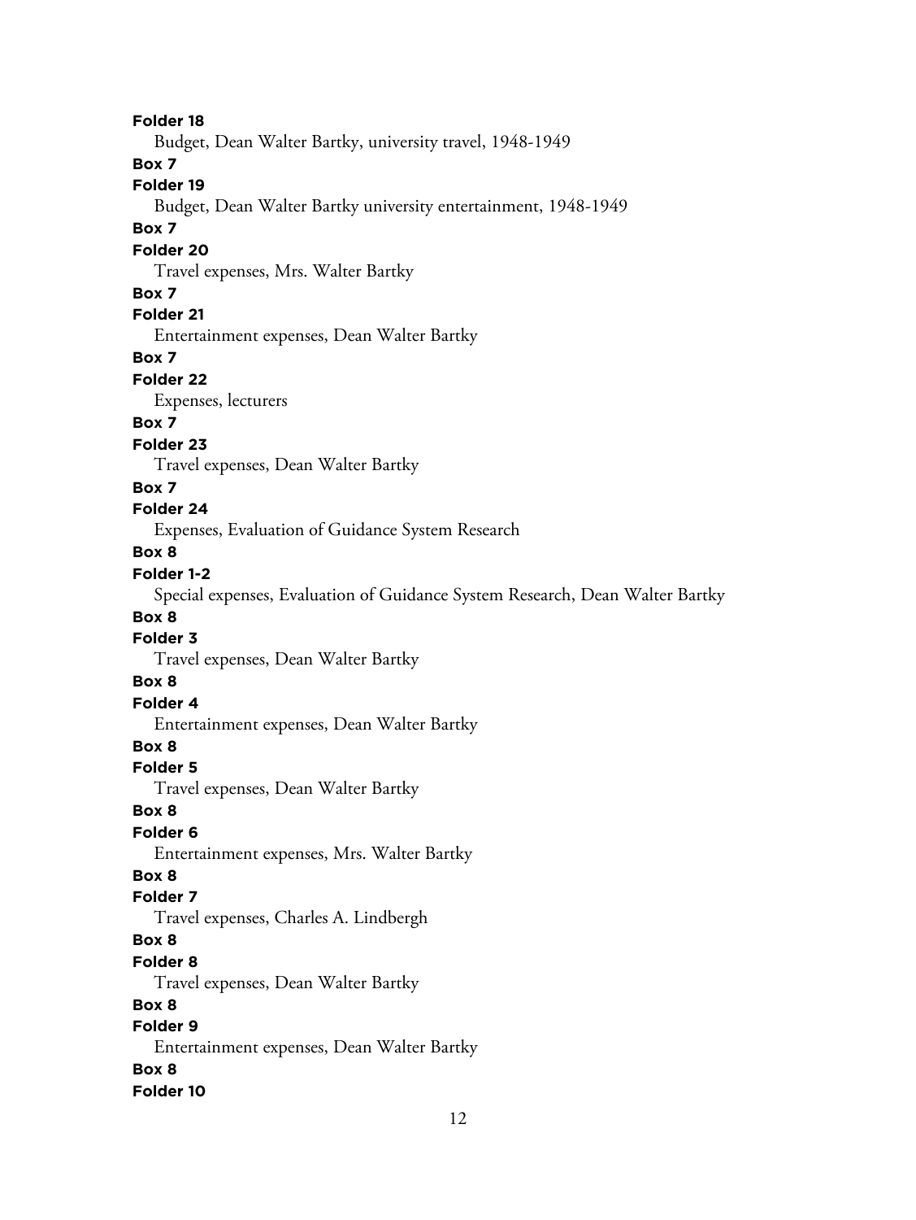**Folder 18**
Budget, Dean Walter Bartky, university travel, 1948-1949

**Box 7**
**Folder 19**
Budget, Dean Walter Bartky university entertainment, 1948-1949

**Box 7**
**Folder 20**
Travel expenses, Mrs. Walter Bartky

**Box 7**
**Folder 21**
Entertainment expenses, Dean Walter Bartky

**Box 7**
**Folder 22**
Expenses, lecturers

**Box 7**
**Folder 23**
Travel expenses, Dean Walter Bartky

**Box 7**
**Folder 24**
Expenses, Evaluation of Guidance System Research

**Box 8**
**Folder 1-2**
Special expenses, Evaluation of Guidance System Research, Dean Walter Bartky

**Box 8**
**Folder 3**
Travel expenses, Dean Walter Bartky

**Box 8**
**Folder 4**
Entertainment expenses, Dean Walter Bartky

**Box 8**
**Folder 5**
Travel expenses, Dean Walter Bartky

**Box 8**
**Folder 6**
Entertainment expenses, Mrs. Walter Bartky

**Box 8**
**Folder 7**
Travel expenses, Charles A. Lindbergh

**Box 8**
**Folder 8**
Travel expenses, Dean Walter Bartky

**Box 8**
**Folder 9**
Entertainment expenses, Dean Walter Bartky

**Box 8**
**Folder 10**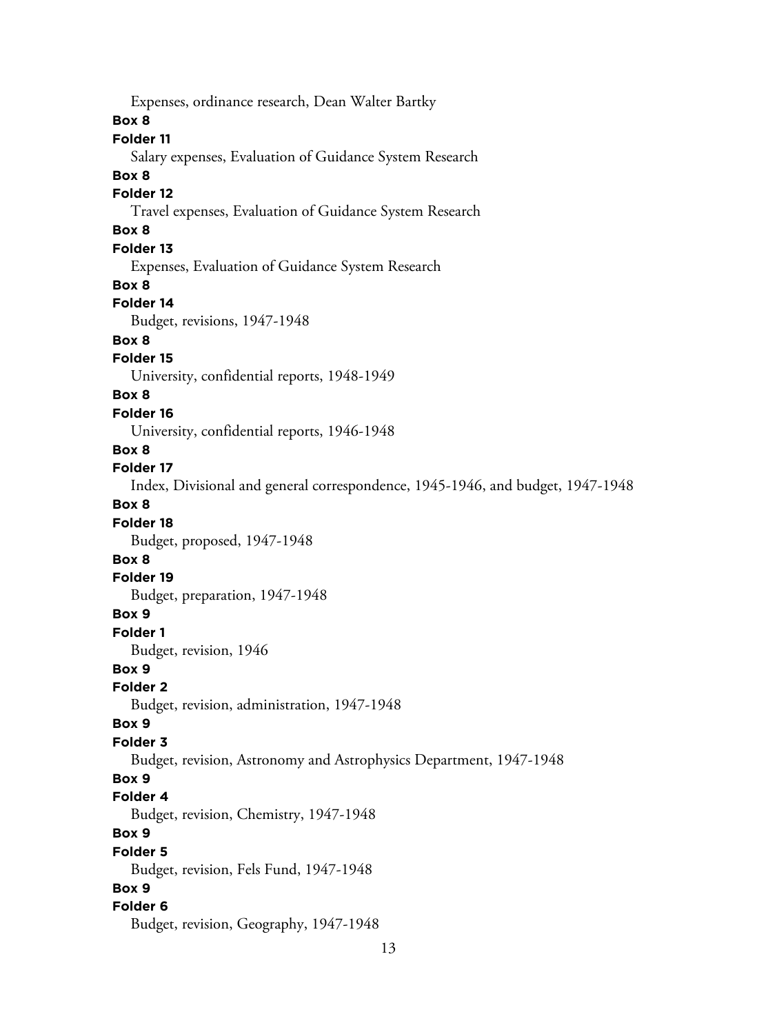Expenses, ordinance research, Dean Walter Bartky

**Box 8**

**Folder 11**

Salary expenses, Evaluation of Guidance System Research

**Box 8**

**Folder 12**

Travel expenses, Evaluation of Guidance System Research

**Box 8**

**Folder 13**

Expenses, Evaluation of Guidance System Research

**Box 8**

**Folder 14**

Budget, revisions, 1947-1948

**Box 8**

**Folder 15**

University, confidential reports, 1948-1949

**Box 8**

**Folder 16**

University, confidential reports, 1946-1948

**Box 8**

**Folder 17**

Index, Divisional and general correspondence, 1945-1946, and budget, 1947-1948

**Box 8**

**Folder 18**

Budget, proposed, 1947-1948

**Box 8**

**Folder 19**

Budget, preparation, 1947-1948

**Box 9**

**Folder 1**

Budget, revision, 1946

**Box 9**

**Folder 2**

Budget, revision, administration, 1947-1948

**Box 9**

**Folder 3**

Budget, revision, Astronomy and Astrophysics Department, 1947-1948

**Box 9**

**Folder 4**

Budget, revision, Chemistry, 1947-1948

**Box 9**

**Folder 5**

Budget, revision, Fels Fund, 1947-1948

**Box 9**

**Folder 6**

Budget, revision, Geography, 1947-1948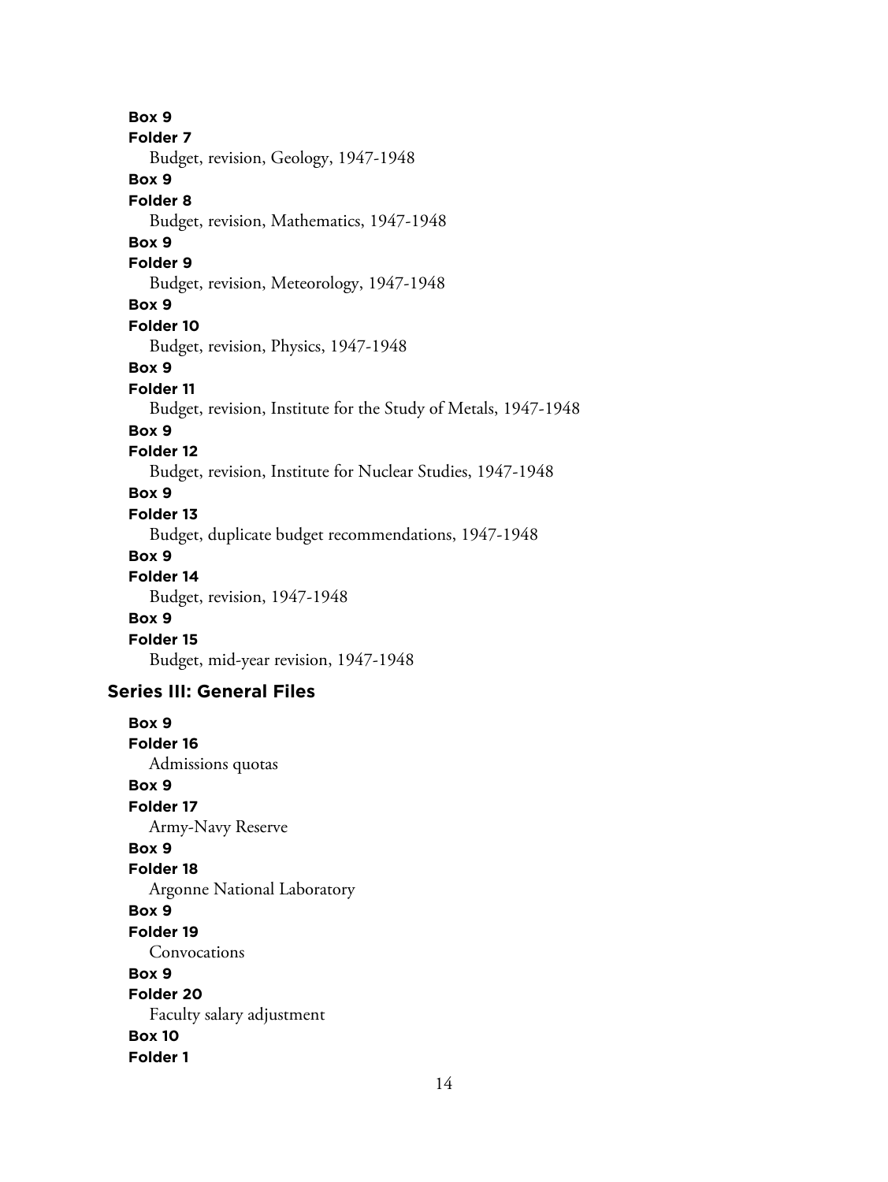**Box 9**
**Folder 7**
Budget, revision, Geology, 1947-1948

**Box 9**
**Folder 8**
Budget, revision, Mathematics, 1947-1948

**Box 9**
**Folder 9**
Budget, revision, Meteorology, 1947-1948

**Box 9**
**Folder 10**
Budget, revision, Physics, 1947-1948

**Box 9**
**Folder 11**
Budget, revision, Institute for the Study of Metals, 1947-1948

**Box 9**
**Folder 12**
Budget, revision, Institute for Nuclear Studies, 1947-1948

**Box 9**
**Folder 13**
Budget, duplicate budget recommendations, 1947-1948

**Box 9**
**Folder 14**
Budget, revision, 1947-1948

**Box 9**
**Folder 15**
Budget, mid-year revision, 1947-1948

## Series III: General Files

**Box 9**
**Folder 16**
Admissions quotas

**Box 9**
**Folder 17**
Army-Navy Reserve

**Box 9**
**Folder 18**
Argonne National Laboratory

**Box 9**
**Folder 19**
Convocations

**Box 9**
**Folder 20**
Faculty salary adjustment

**Box 10**
**Folder 1**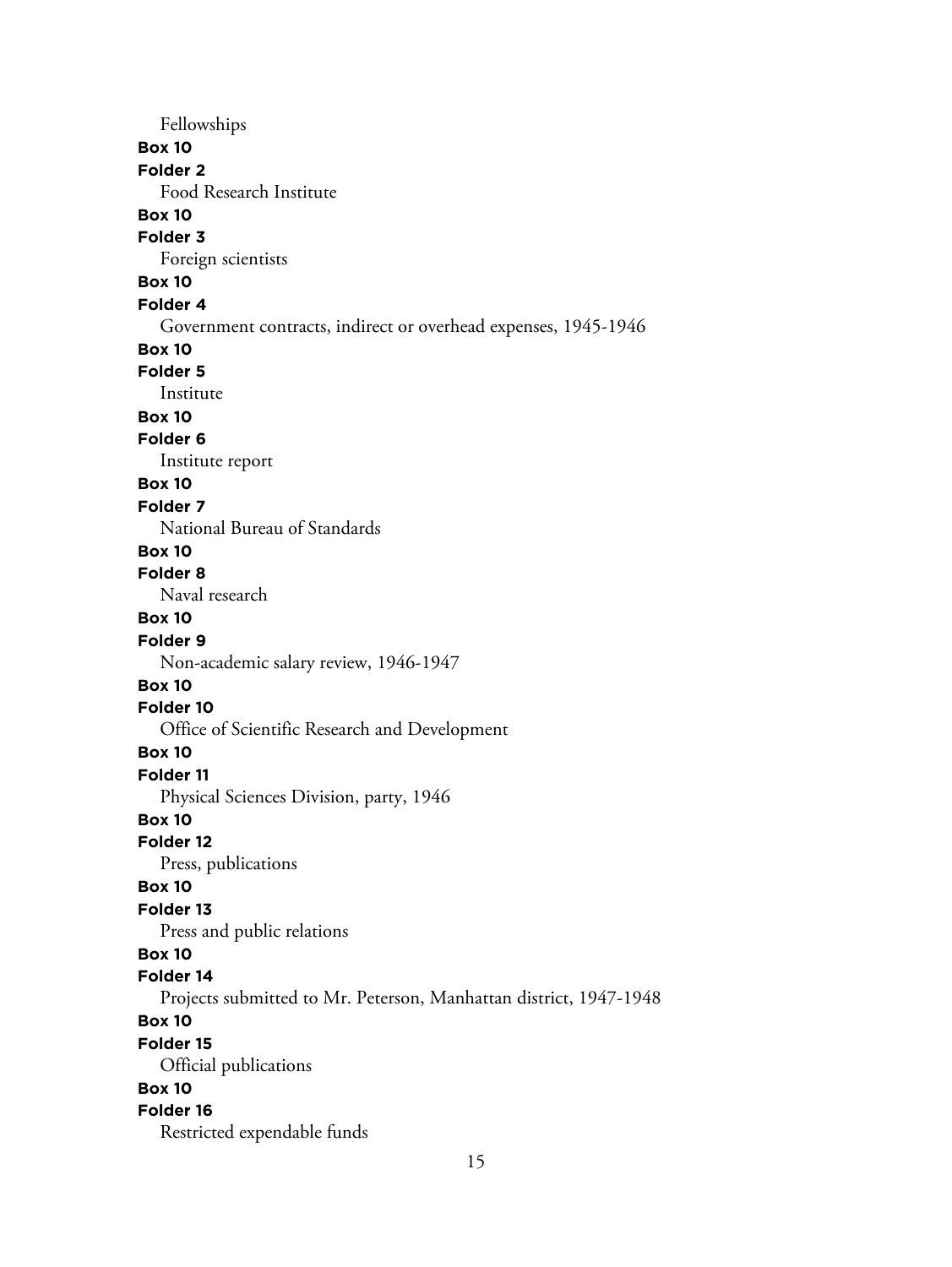Fellowships

**Box 10**

**Folder 2**

Food Research Institute

**Box 10**

**Folder 3**

Foreign scientists

**Box 10**

**Folder 4**

Government contracts, indirect or overhead expenses, 1945-1946

**Box 10**

**Folder 5**

Institute

**Box 10**

**Folder 6**

Institute report

**Box 10**

**Folder 7**

National Bureau of Standards

**Box 10**

**Folder 8**

Naval research

**Box 10**

**Folder 9**

Non-academic salary review, 1946-1947

**Box 10**

**Folder 10**

Office of Scientific Research and Development

**Box 10**

**Folder 11**

Physical Sciences Division, party, 1946

**Box 10**

**Folder 12**

Press, publications

**Box 10**

**Folder 13**

Press and public relations

**Box 10**

**Folder 14**

Projects submitted to Mr. Peterson, Manhattan district, 1947-1948

**Box 10**

**Folder 15**

Official publications

**Box 10**

**Folder 16**

Restricted expendable funds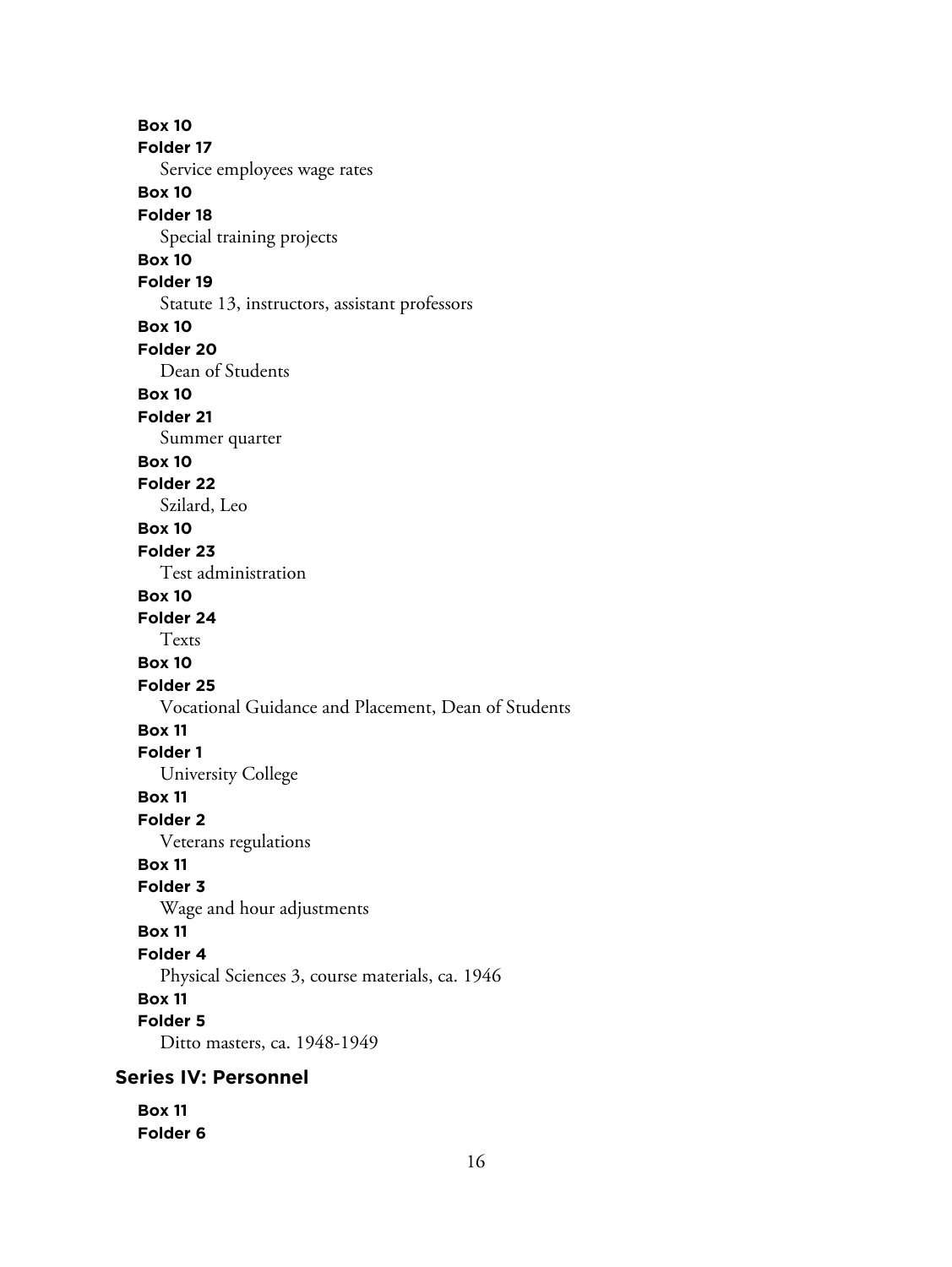**Box 10**
**Folder 17**
Service employees wage rates

**Box 10**
**Folder 18**
Special training projects

**Box 10**
**Folder 19**
Statute 13, instructors, assistant professors

**Box 10**
**Folder 20**
Dean of Students

**Box 10**
**Folder 21**
Summer quarter

**Box 10**
**Folder 22**
Szilard, Leo

**Box 10**
**Folder 23**
Test administration

**Box 10**
**Folder 24**
Texts

**Box 10**
**Folder 25**
Vocational Guidance and Placement, Dean of Students

**Box 11**
**Folder 1**
University College

**Box 11**
**Folder 2**
Veterans regulations

**Box 11**
**Folder 3**
Wage and hour adjustments

**Box 11**
**Folder 4**
Physical Sciences 3, course materials, ca. 1946

**Box 11**
**Folder 5**
Ditto masters, ca. 1948-1949

## Series IV: Personnel

**Box 11**
**Folder 6**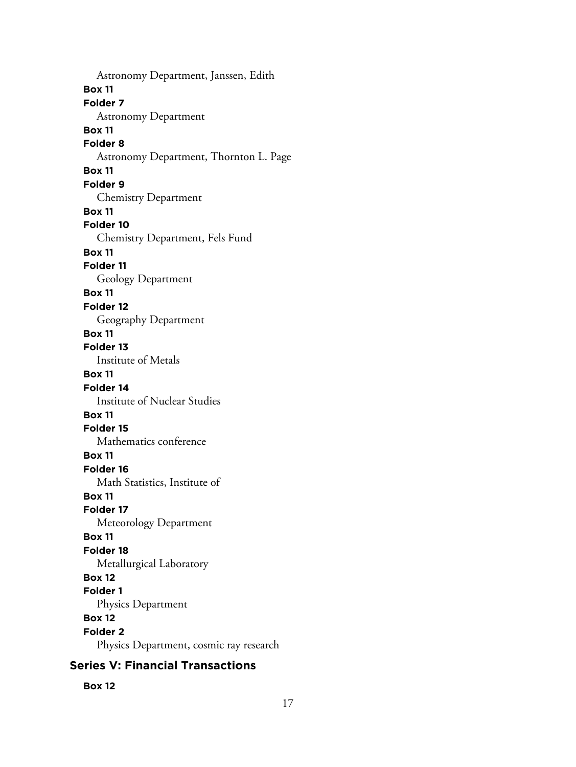Astronomy Department, Janssen, Edith

**Box 11**

**Folder 7**

Astronomy Department

**Box 11**

**Folder 8**

Astronomy Department, Thornton L. Page

**Box 11**

**Folder 9**

Chemistry Department

**Box 11**

**Folder 10**

Chemistry Department, Fels Fund

**Box 11**

**Folder 11**

Geology Department

**Box 11**

**Folder 12**

Geography Department

**Box 11**

**Folder 13**

Institute of Metals

**Box 11**

**Folder 14**

Institute of Nuclear Studies

**Box 11**

**Folder 15**

Mathematics conference

**Box 11**

**Folder 16**

Math Statistics, Institute of

**Box 11**

**Folder 17**

Meteorology Department

**Box 11**

**Folder 18**

Metallurgical Laboratory

**Box 12**

**Folder 1**

Physics Department

**Box 12**

**Folder 2**

Physics Department, cosmic ray research

## Series V: Financial Transactions

**Box 12**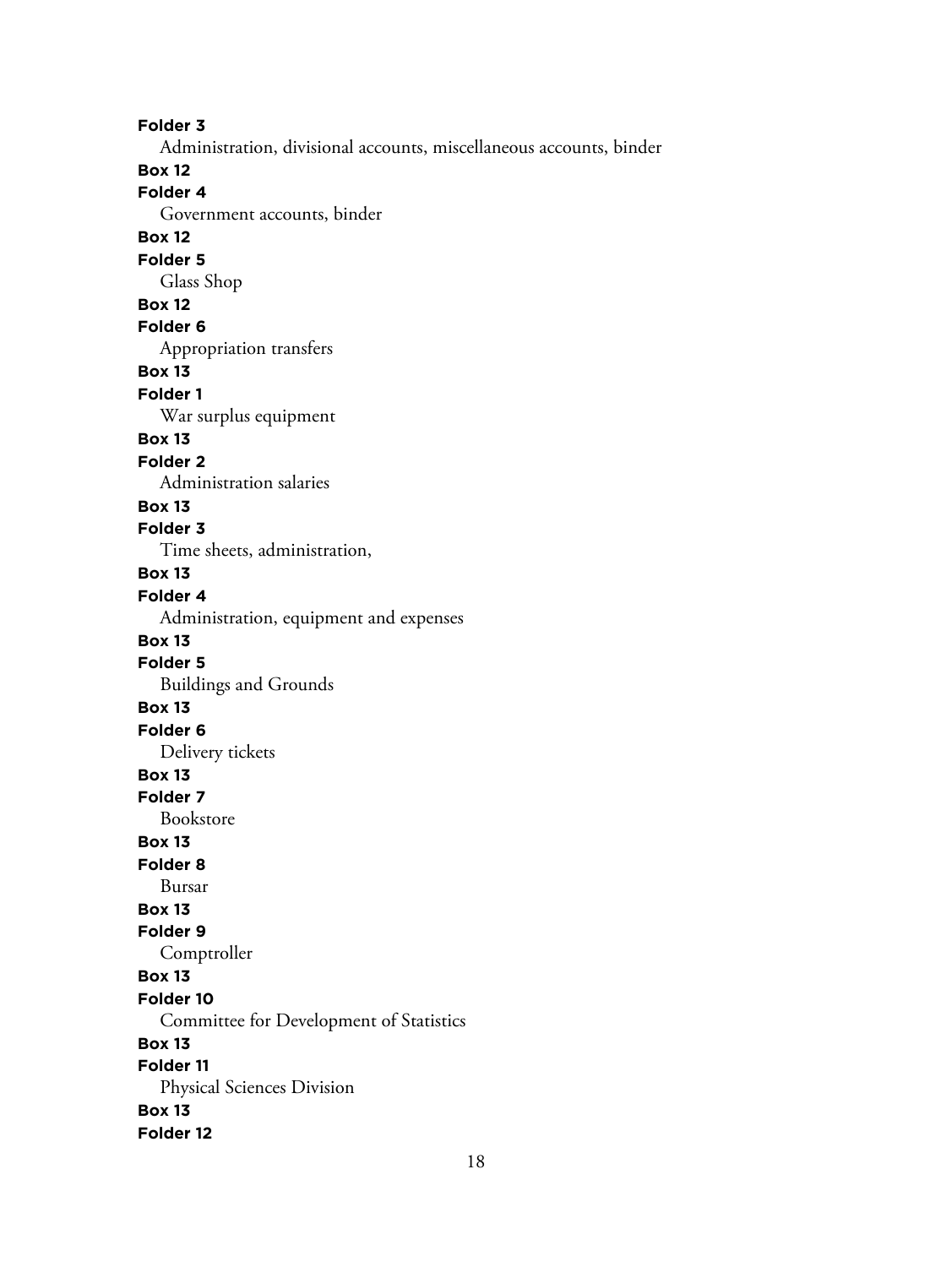**Folder 3**

Administration, divisional accounts, miscellaneous accounts, binder

**Box 12**

**Folder 4**

Government accounts, binder

**Box 12**

**Folder 5**

Glass Shop

**Box 12**

**Folder 6**

Appropriation transfers

**Box 13**

**Folder 1**

War surplus equipment

**Box 13**

**Folder 2**

Administration salaries

**Box 13**

**Folder 3**

Time sheets, administration,

**Box 13**

**Folder 4**

Administration, equipment and expenses

**Box 13**

**Folder 5**

Buildings and Grounds

**Box 13**

**Folder 6**

Delivery tickets

**Box 13**

**Folder 7**

Bookstore

**Box 13**

**Folder 8**

Bursar

**Box 13**

**Folder 9**

Comptroller

**Box 13**

**Folder 10**

Committee for Development of Statistics

**Box 13**

**Folder 11**

Physical Sciences Division

**Box 13**

**Folder 12**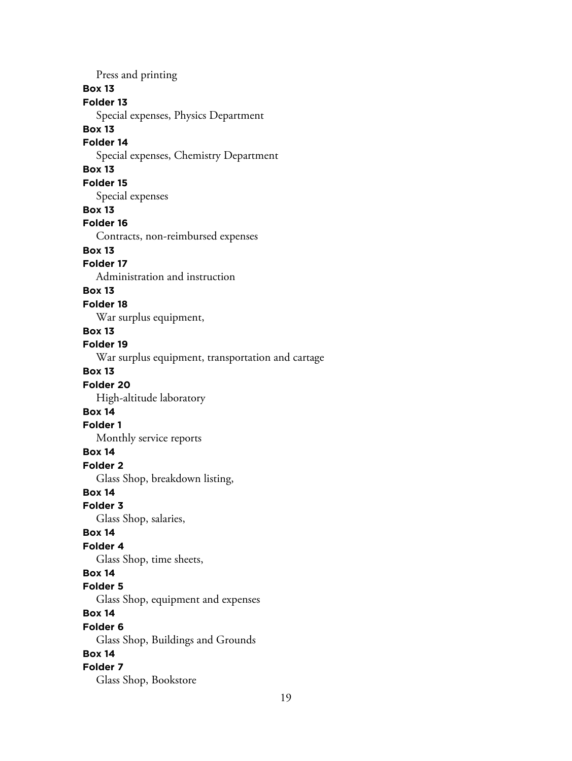Press and printing

**Box 13**
**Folder 13**
Special expenses, Physics Department

**Box 13**
**Folder 14**
Special expenses, Chemistry Department

**Box 13**
**Folder 15**
Special expenses

**Box 13**
**Folder 16**
Contracts, non-reimbursed expenses

**Box 13**
**Folder 17**
Administration and instruction

**Box 13**
**Folder 18**
War surplus equipment,

**Box 13**
**Folder 19**
War surplus equipment, transportation and cartage

**Box 13**
**Folder 20**
High-altitude laboratory

**Box 14**
**Folder 1**
Monthly service reports

**Box 14**
**Folder 2**
Glass Shop, breakdown listing,

**Box 14**
**Folder 3**
Glass Shop, salaries,

**Box 14**
**Folder 4**
Glass Shop, time sheets,

**Box 14**
**Folder 5**
Glass Shop, equipment and expenses

**Box 14**
**Folder 6**
Glass Shop, Buildings and Grounds

**Box 14**
**Folder 7**
Glass Shop, Bookstore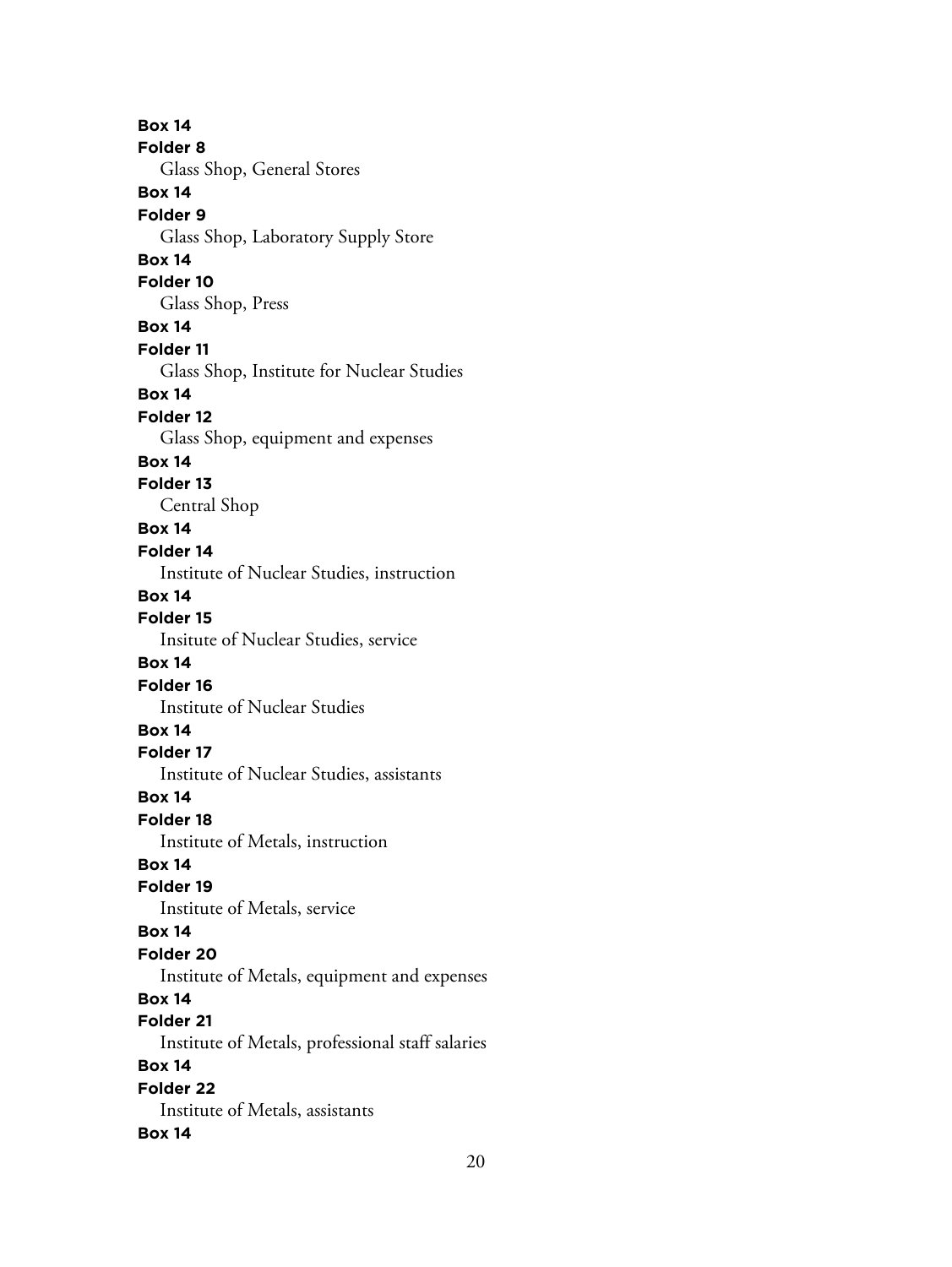**Box 14**
**Folder 8**
Glass Shop, General Stores

**Box 14**
**Folder 9**
Glass Shop, Laboratory Supply Store

**Box 14**
**Folder 10**
Glass Shop, Press

**Box 14**
**Folder 11**
Glass Shop, Institute for Nuclear Studies

**Box 14**
**Folder 12**
Glass Shop, equipment and expenses

**Box 14**
**Folder 13**
Central Shop

**Box 14**
**Folder 14**
Institute of Nuclear Studies, instruction

**Box 14**
**Folder 15**
Insitute of Nuclear Studies, service

**Box 14**
**Folder 16**
Institute of Nuclear Studies

**Box 14**
**Folder 17**
Institute of Nuclear Studies, assistants

**Box 14**
**Folder 18**
Institute of Metals, instruction

**Box 14**
**Folder 19**
Institute of Metals, service

**Box 14**
**Folder 20**
Institute of Metals, equipment and expenses

**Box 14**
**Folder 21**
Institute of Metals, professional staff salaries

**Box 14**
**Folder 22**
Institute of Metals, assistants

**Box 14**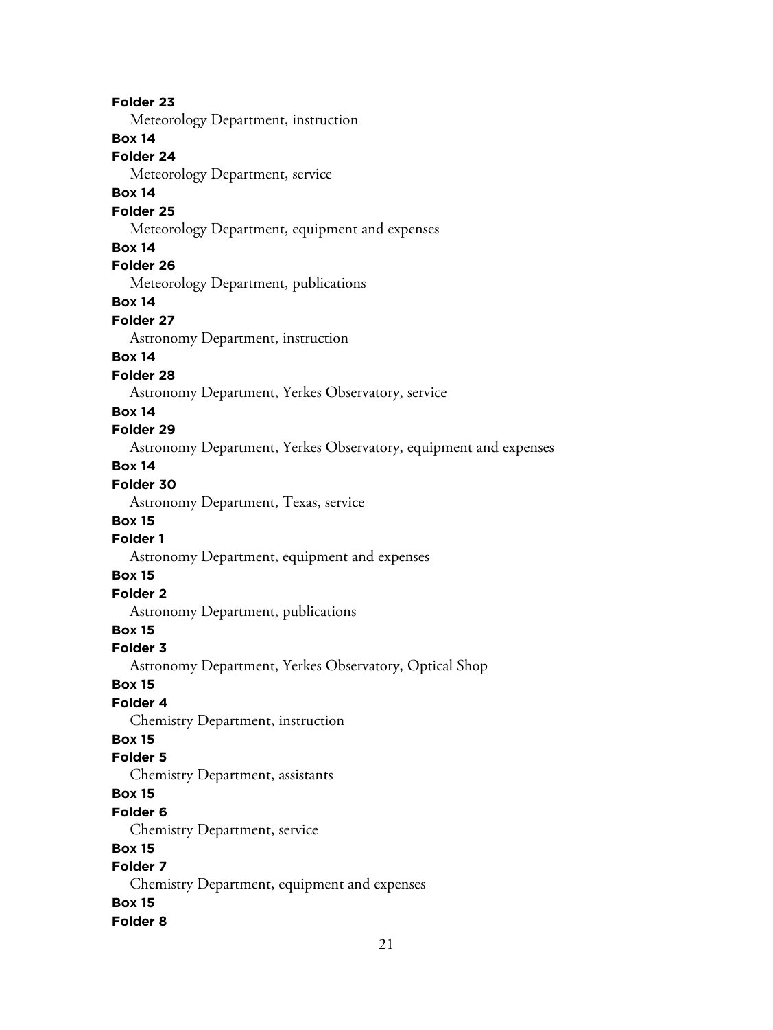**Folder 23**

Meteorology Department, instruction

**Box 14**

**Folder 24**

Meteorology Department, service

**Box 14**

**Folder 25**

Meteorology Department, equipment and expenses

**Box 14**

**Folder 26**

Meteorology Department, publications

**Box 14**

**Folder 27**

Astronomy Department, instruction

**Box 14**

**Folder 28**

Astronomy Department, Yerkes Observatory, service

**Box 14**

**Folder 29**

Astronomy Department, Yerkes Observatory, equipment and expenses

**Box 14**

**Folder 30**

Astronomy Department, Texas, service

**Box 15**

**Folder 1**

Astronomy Department, equipment and expenses

**Box 15**

**Folder 2**

Astronomy Department, publications

**Box 15**

**Folder 3**

Astronomy Department, Yerkes Observatory, Optical Shop

**Box 15**

**Folder 4**

Chemistry Department, instruction

**Box 15**

**Folder 5**

Chemistry Department, assistants

**Box 15**

**Folder 6**

Chemistry Department, service

**Box 15**

**Folder 7**

Chemistry Department, equipment and expenses

**Box 15**

**Folder 8**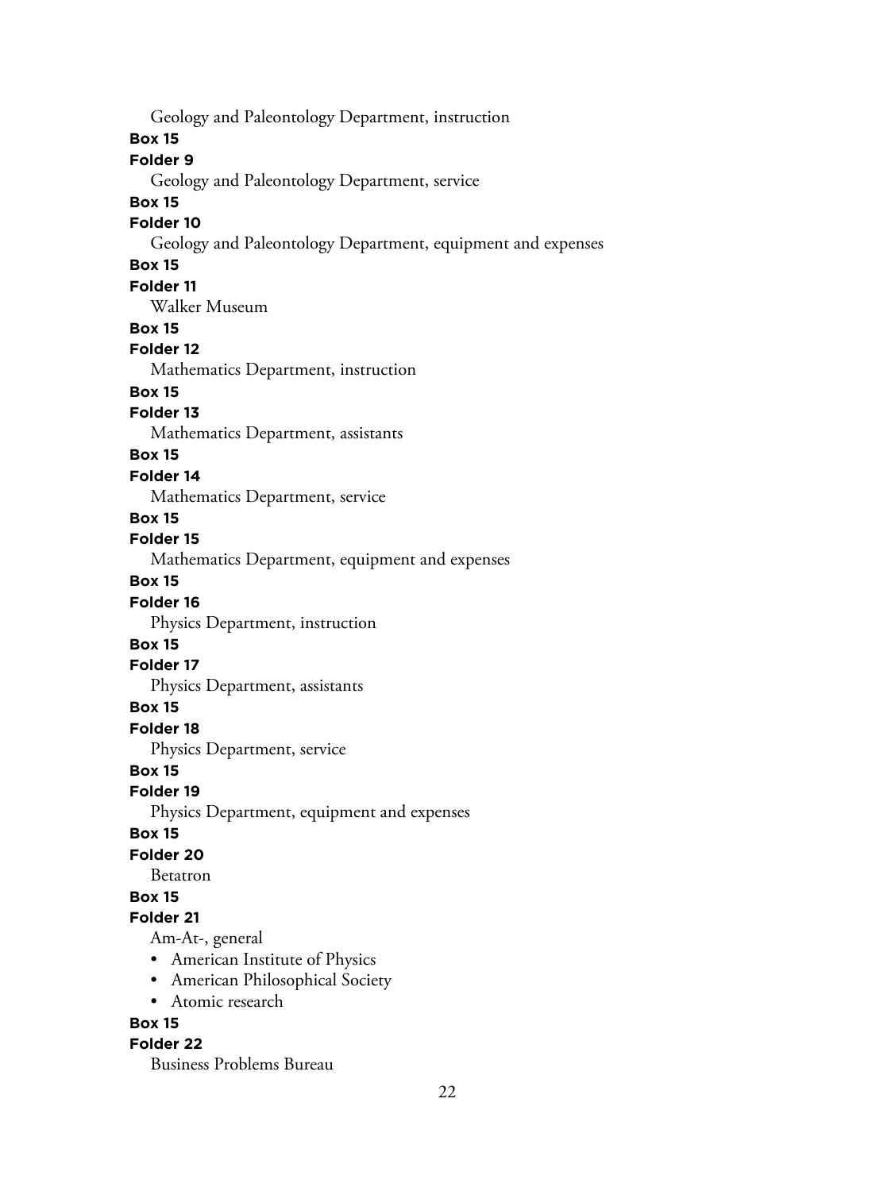Geology and Paleontology Department, instruction

**Box 15**

**Folder 9**

Geology and Paleontology Department, service

**Box 15**

**Folder 10**

Geology and Paleontology Department, equipment and expenses

**Box 15**

**Folder 11**

Walker Museum

**Box 15**

**Folder 12**

Mathematics Department, instruction

**Box 15**

**Folder 13**

Mathematics Department, assistants

**Box 15**

**Folder 14**

Mathematics Department, service

**Box 15**

**Folder 15**

Mathematics Department, equipment and expenses

**Box 15**

**Folder 16**

Physics Department, instruction

**Box 15**

**Folder 17**

Physics Department, assistants

**Box 15**

**Folder 18**

Physics Department, service

**Box 15**

**Folder 19**

Physics Department, equipment and expenses

**Box 15**

**Folder 20**

Betatron

**Box 15**

**Folder 21**

Am-At-, general

- American Institute of Physics
- American Philosophical Society
- Atomic research

**Box 15**

**Folder 22**

Business Problems Bureau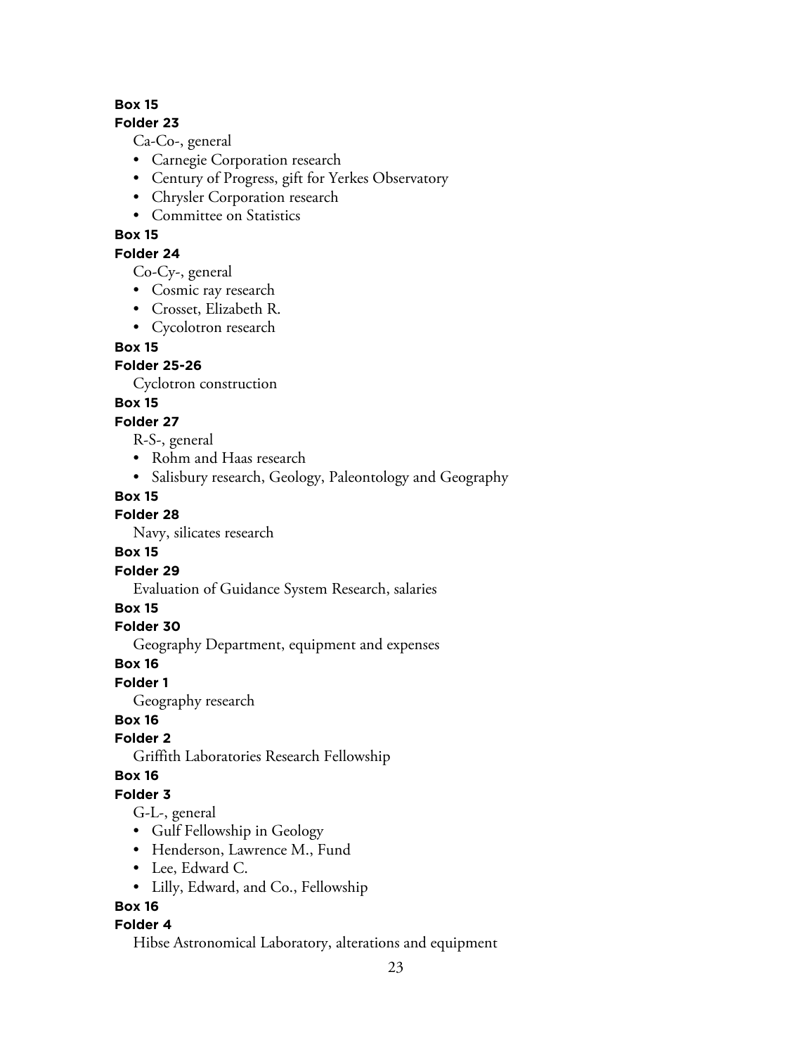**Box 15**

**Folder 23**

Ca-Co-, general

- Carnegie Corporation research
- Century of Progress, gift for Yerkes Observatory
- Chrysler Corporation research
- Committee on Statistics

**Box 15**

**Folder 24**

Co-Cy-, general

- Cosmic ray research
- Crosset, Elizabeth R.
- Cycolotron research

**Box 15**

**Folder 25-26**

Cyclotron construction

**Box 15**

**Folder 27**

R-S-, general

- Rohm and Haas research
- Salisbury research, Geology, Paleontology and Geography

**Box 15**

**Folder 28**

Navy, silicates research

**Box 15**

**Folder 29**

Evaluation of Guidance System Research, salaries

**Box 15**

**Folder 30**

Geography Department, equipment and expenses

**Box 16**

**Folder 1**

Geography research

**Box 16**

**Folder 2**

Griffith Laboratories Research Fellowship

**Box 16**

**Folder 3**

G-L-, general

- Gulf Fellowship in Geology
- Henderson, Lawrence M., Fund
- Lee, Edward C.
- Lilly, Edward, and Co., Fellowship

**Box 16**

**Folder 4**

Hibse Astronomical Laboratory, alterations and equipment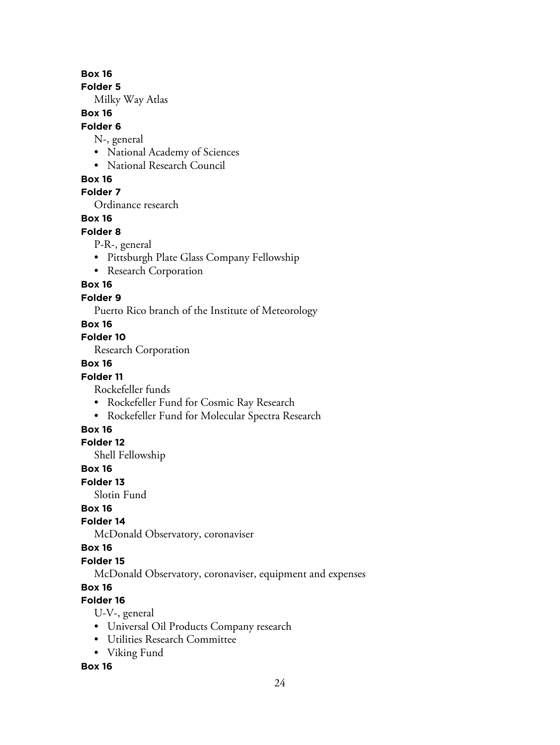**Box 16**

**Folder 5**

Milky Way Atlas

**Box 16**

**Folder 6**

N-, general

- National Academy of Sciences
- National Research Council

**Box 16**

**Folder 7**

Ordinance research

**Box 16**

**Folder 8**

P-R-, general

- Pittsburgh Plate Glass Company Fellowship
- Research Corporation

**Box 16**

**Folder 9**

Puerto Rico branch of the Institute of Meteorology

**Box 16**

**Folder 10**

Research Corporation

**Box 16**

**Folder 11**

Rockefeller funds

- Rockefeller Fund for Cosmic Ray Research
- Rockefeller Fund for Molecular Spectra Research

**Box 16**

**Folder 12**

Shell Fellowship

**Box 16**

**Folder 13**

Slotin Fund

**Box 16**

**Folder 14**

McDonald Observatory, coronaviser

**Box 16**

**Folder 15**

McDonald Observatory, coronaviser, equipment and expenses

**Box 16**

**Folder 16**

U-V-, general

- Universal Oil Products Company research
- Utilities Research Committee
- Viking Fund

**Box 16**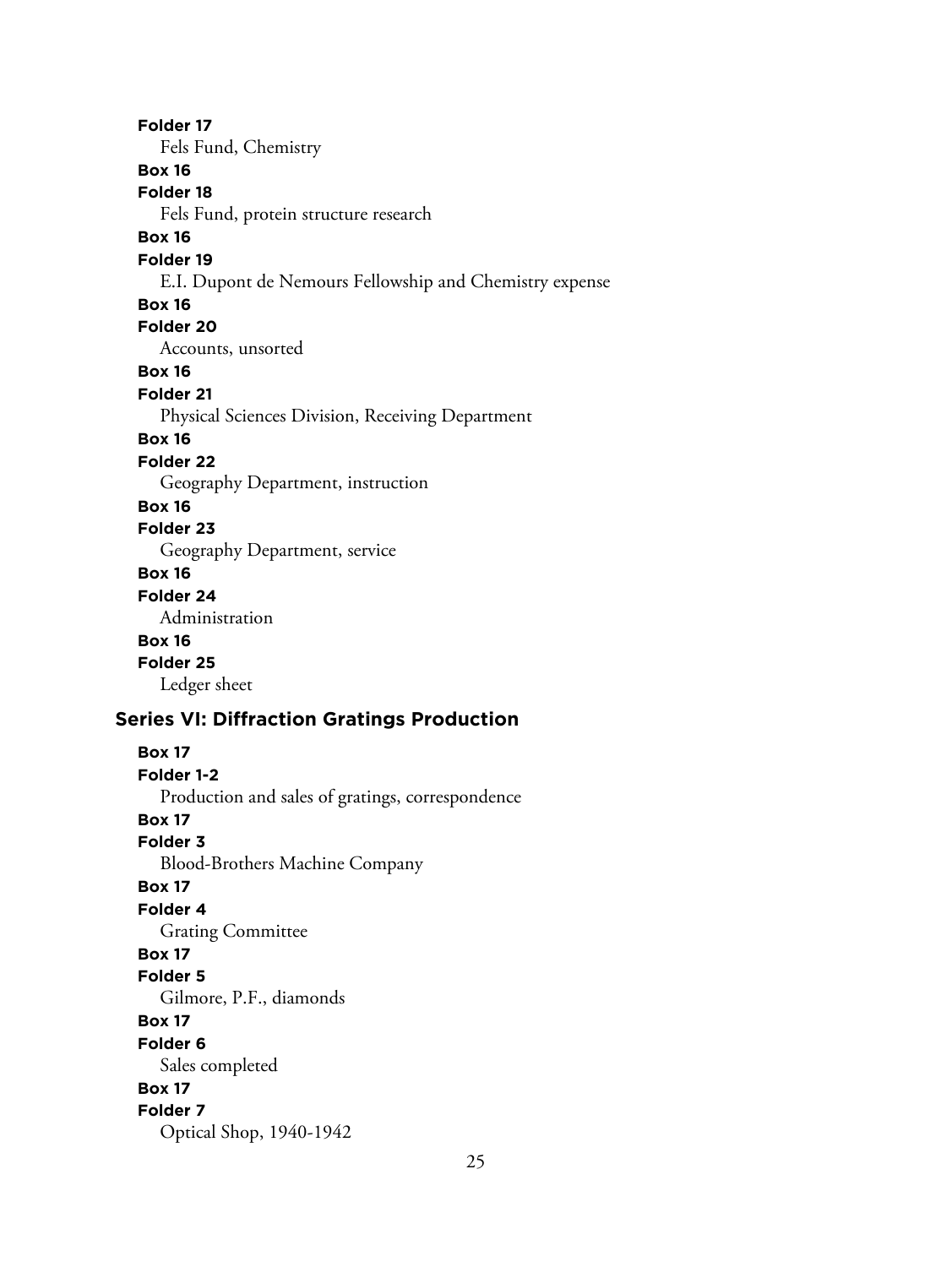**Folder 17**
Fels Fund, Chemistry

**Box 16**
**Folder 18**
Fels Fund, protein structure research

**Box 16**
**Folder 19**
E.I. Dupont de Nemours Fellowship and Chemistry expense

**Box 16**
**Folder 20**
Accounts, unsorted

**Box 16**
**Folder 21**
Physical Sciences Division, Receiving Department

**Box 16**
**Folder 22**
Geography Department, instruction

**Box 16**
**Folder 23**
Geography Department, service

**Box 16**
**Folder 24**
Administration

**Box 16**
**Folder 25**
Ledger sheet

## Series VI: Diffraction Gratings Production

**Box 17**
**Folder 1-2**
Production and sales of gratings, correspondence

**Box 17**
**Folder 3**
Blood-Brothers Machine Company

**Box 17**
**Folder 4**
Grating Committee

**Box 17**
**Folder 5**
Gilmore, P.F., diamonds

**Box 17**
**Folder 6**
Sales completed

**Box 17**
**Folder 7**
Optical Shop, 1940-1942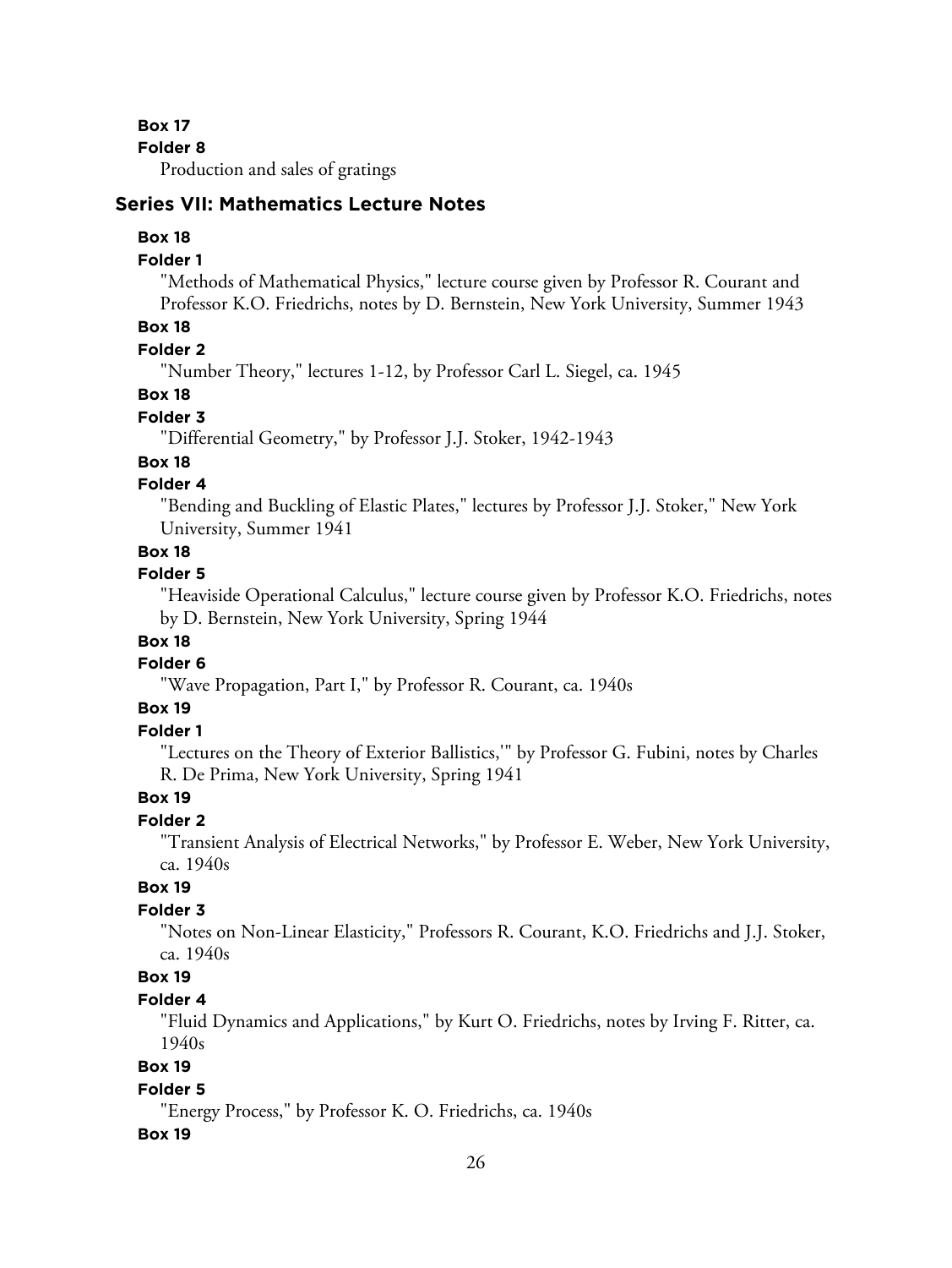**Box 17**

**Folder 8**

Production and sales of gratings

## Series VII: Mathematics Lecture Notes

**Box 18**

**Folder 1**

"Methods of Mathematical Physics," lecture course given by Professor R. Courant and Professor K.O. Friedrichs, notes by D. Bernstein, New York University, Summer 1943

**Box 18**

**Folder 2**

"Number Theory," lectures 1-12, by Professor Carl L. Siegel, ca. 1945

**Box 18**

**Folder 3**

"Differential Geometry," by Professor J.J. Stoker, 1942-1943

**Box 18**

**Folder 4**

"Bending and Buckling of Elastic Plates," lectures by Professor J.J. Stoker," New York University, Summer 1941

**Box 18**

**Folder 5**

"Heaviside Operational Calculus," lecture course given by Professor K.O. Friedrichs, notes by D. Bernstein, New York University, Spring 1944

**Box 18**

**Folder 6**

"Wave Propagation, Part I," by Professor R. Courant, ca. 1940s

**Box 19**

**Folder 1**

"Lectures on the Theory of Exterior Ballistics,'" by Professor G. Fubini, notes by Charles R. De Prima, New York University, Spring 1941

**Box 19**

**Folder 2**

"Transient Analysis of Electrical Networks," by Professor E. Weber, New York University, ca. 1940s

**Box 19**

**Folder 3**

"Notes on Non-Linear Elasticity," Professors R. Courant, K.O. Friedrichs and J.J. Stoker, ca. 1940s

**Box 19**

**Folder 4**

"Fluid Dynamics and Applications," by Kurt O. Friedrichs, notes by Irving F. Ritter, ca. 1940s

**Box 19**

**Folder 5**

"Energy Process," by Professor K. O. Friedrichs, ca. 1940s

**Box 19**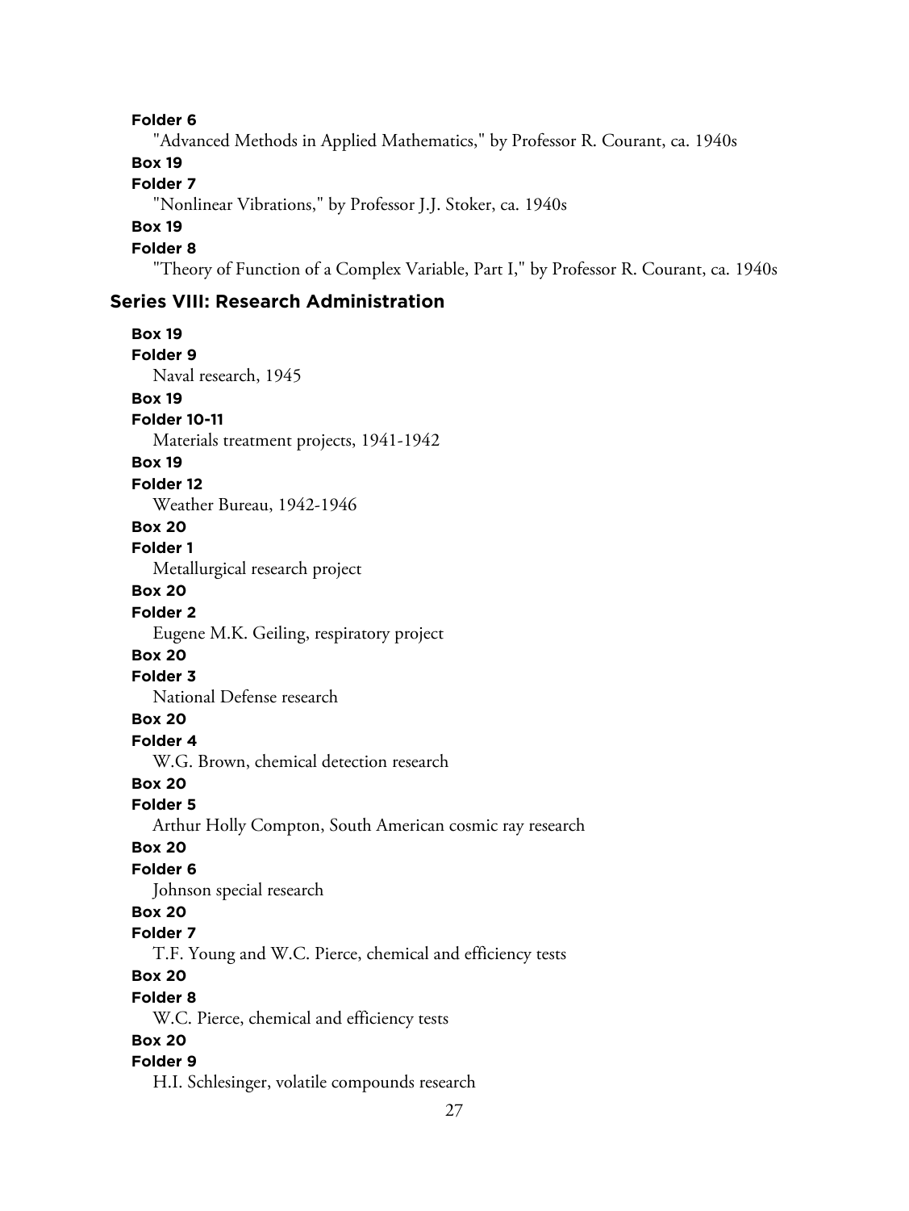**Folder 6**

"Advanced Methods in Applied Mathematics," by Professor R. Courant, ca. 1940s

**Box 19**

**Folder 7**

"Nonlinear Vibrations," by Professor J.J. Stoker, ca. 1940s

**Box 19**

**Folder 8**

"Theory of Function of a Complex Variable, Part I," by Professor R. Courant, ca. 1940s

## Series VIII: Research Administration

**Box 19**

**Folder 9**

Naval research, 1945

**Box 19**

**Folder 10-11**

Materials treatment projects, 1941-1942

**Box 19**

**Folder 12**

Weather Bureau, 1942-1946

**Box 20**

**Folder 1**

Metallurgical research project

**Box 20**

**Folder 2**

Eugene M.K. Geiling, respiratory project

**Box 20**

**Folder 3**

National Defense research

**Box 20**

**Folder 4**

W.G. Brown, chemical detection research

**Box 20**

**Folder 5**

Arthur Holly Compton, South American cosmic ray research

**Box 20**

**Folder 6**

Johnson special research

**Box 20**

**Folder 7**

T.F. Young and W.C. Pierce, chemical and efficiency tests

**Box 20**

**Folder 8**

W.C. Pierce, chemical and efficiency tests

**Box 20**

**Folder 9**

H.I. Schlesinger, volatile compounds research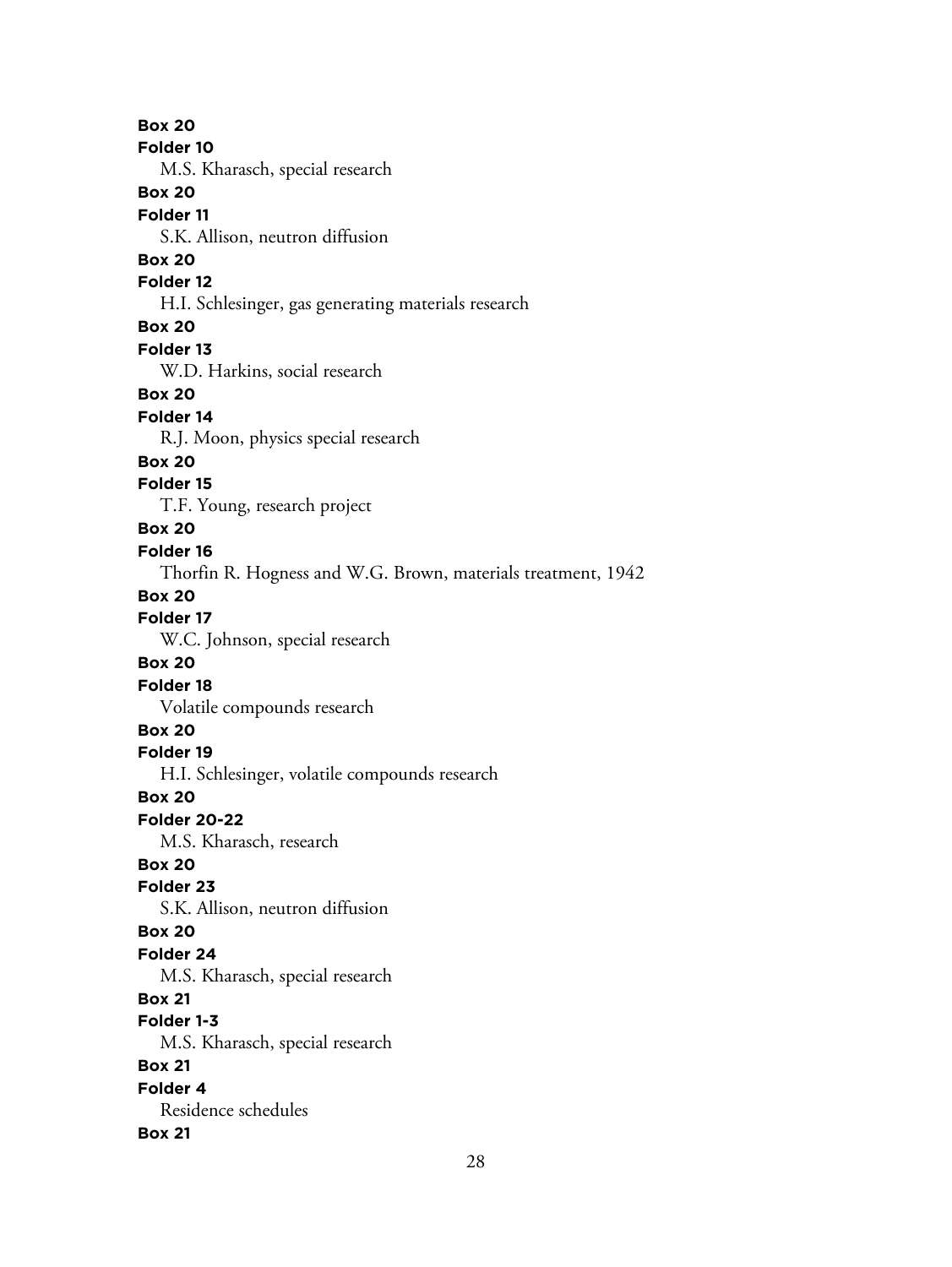**Box 20**
**Folder 10**
M.S. Kharasch, special research
**Box 20**
**Folder 11**
S.K. Allison, neutron diffusion
**Box 20**
**Folder 12**
H.I. Schlesinger, gas generating materials research
**Box 20**
**Folder 13**
W.D. Harkins, social research
**Box 20**
**Folder 14**
R.J. Moon, physics special research
**Box 20**
**Folder 15**
T.F. Young, research project
**Box 20**
**Folder 16**
Thorfin R. Hogness and W.G. Brown, materials treatment, 1942
**Box 20**
**Folder 17**
W.C. Johnson, special research
**Box 20**
**Folder 18**
Volatile compounds research
**Box 20**
**Folder 19**
H.I. Schlesinger, volatile compounds research
**Box 20**
**Folder 20-22**
M.S. Kharasch, research
**Box 20**
**Folder 23**
S.K. Allison, neutron diffusion
**Box 20**
**Folder 24**
M.S. Kharasch, special research
**Box 21**
**Folder 1-3**
M.S. Kharasch, special research
**Box 21**
**Folder 4**
Residence schedules
**Box 21**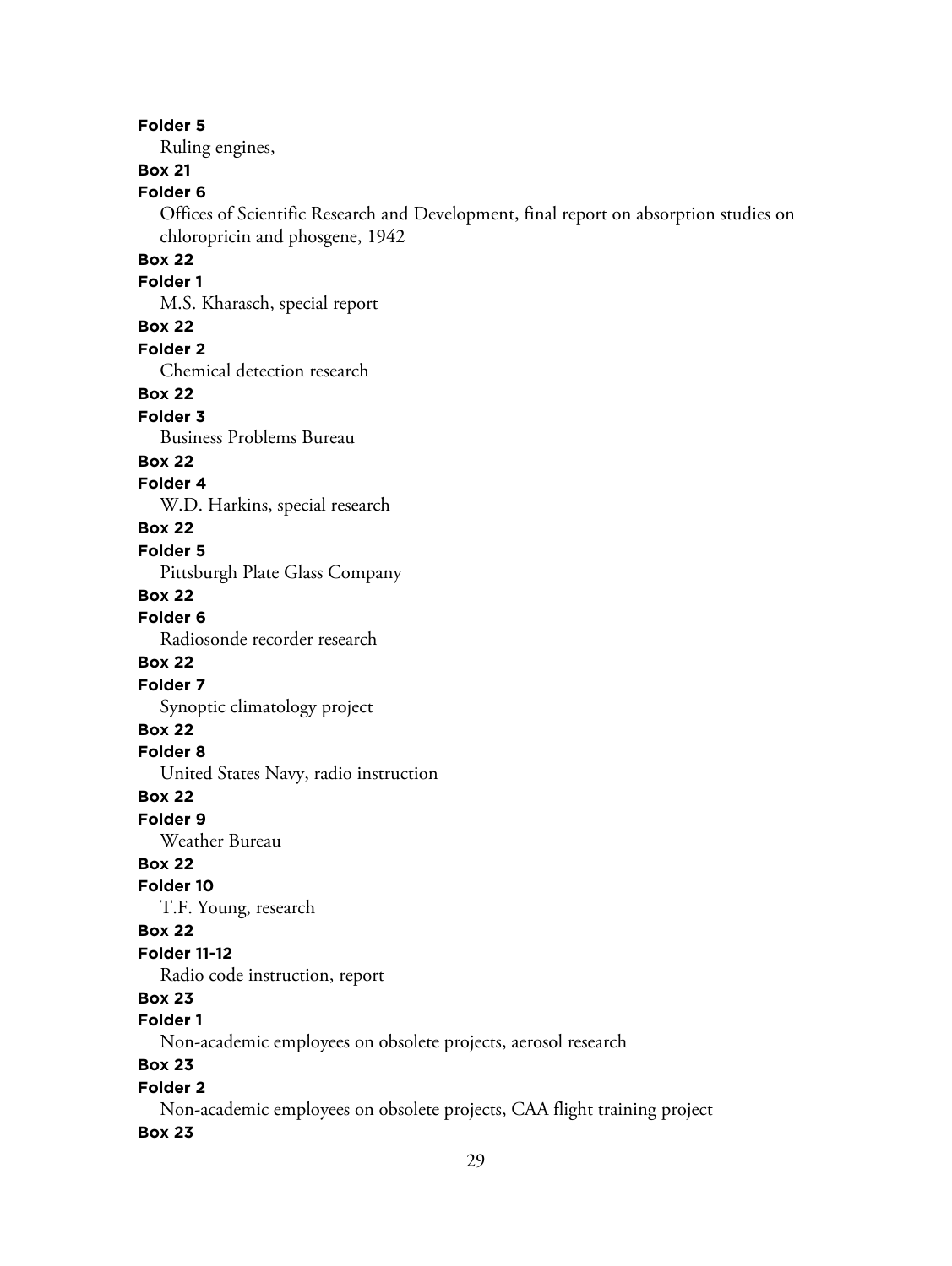**Folder 5**

Ruling engines,

**Box 21**

**Folder 6**

Offices of Scientific Research and Development, final report on absorption studies on chloropricin and phosgene, 1942

**Box 22**

**Folder 1**

M.S. Kharasch, special report

**Box 22**

**Folder 2**

Chemical detection research

**Box 22**

**Folder 3**

Business Problems Bureau

**Box 22**

**Folder 4**

W.D. Harkins, special research

**Box 22**

**Folder 5**

Pittsburgh Plate Glass Company

**Box 22**

**Folder 6**

Radiosonde recorder research

**Box 22**

**Folder 7**

Synoptic climatology project

**Box 22**

**Folder 8**

United States Navy, radio instruction

**Box 22**

**Folder 9**

Weather Bureau

**Box 22**

**Folder 10**

T.F. Young, research

**Box 22**

**Folder 11-12**

Radio code instruction, report

**Box 23**

**Folder 1**

Non-academic employees on obsolete projects, aerosol research

**Box 23**

**Folder 2**

Non-academic employees on obsolete projects, CAA flight training project

**Box 23**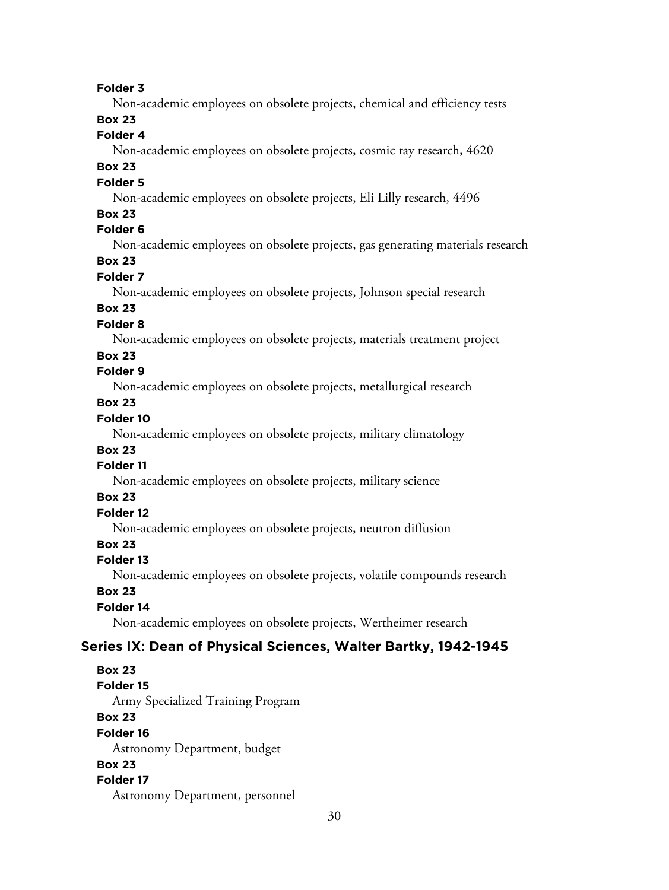**Folder 3**

Non-academic employees on obsolete projects, chemical and efficiency tests

**Box 23**

**Folder 4**

Non-academic employees on obsolete projects, cosmic ray research, 4620

**Box 23**

**Folder 5**

Non-academic employees on obsolete projects, Eli Lilly research, 4496

**Box 23**

**Folder 6**

Non-academic employees on obsolete projects, gas generating materials research

**Box 23**

**Folder 7**

Non-academic employees on obsolete projects, Johnson special research

**Box 23**

**Folder 8**

Non-academic employees on obsolete projects, materials treatment project

**Box 23**

**Folder 9**

Non-academic employees on obsolete projects, metallurgical research

**Box 23**

**Folder 10**

Non-academic employees on obsolete projects, military climatology

**Box 23**

**Folder 11**

Non-academic employees on obsolete projects, military science

**Box 23**

**Folder 12**

Non-academic employees on obsolete projects, neutron diffusion

**Box 23**

**Folder 13**

Non-academic employees on obsolete projects, volatile compounds research

**Box 23**

**Folder 14**

Non-academic employees on obsolete projects, Wertheimer research

## Series IX: Dean of Physical Sciences, Walter Bartky, 1942-1945

**Box 23**

**Folder 15**

Army Specialized Training Program

**Box 23**

**Folder 16**

Astronomy Department, budget

**Box 23**

**Folder 17**

Astronomy Department, personnel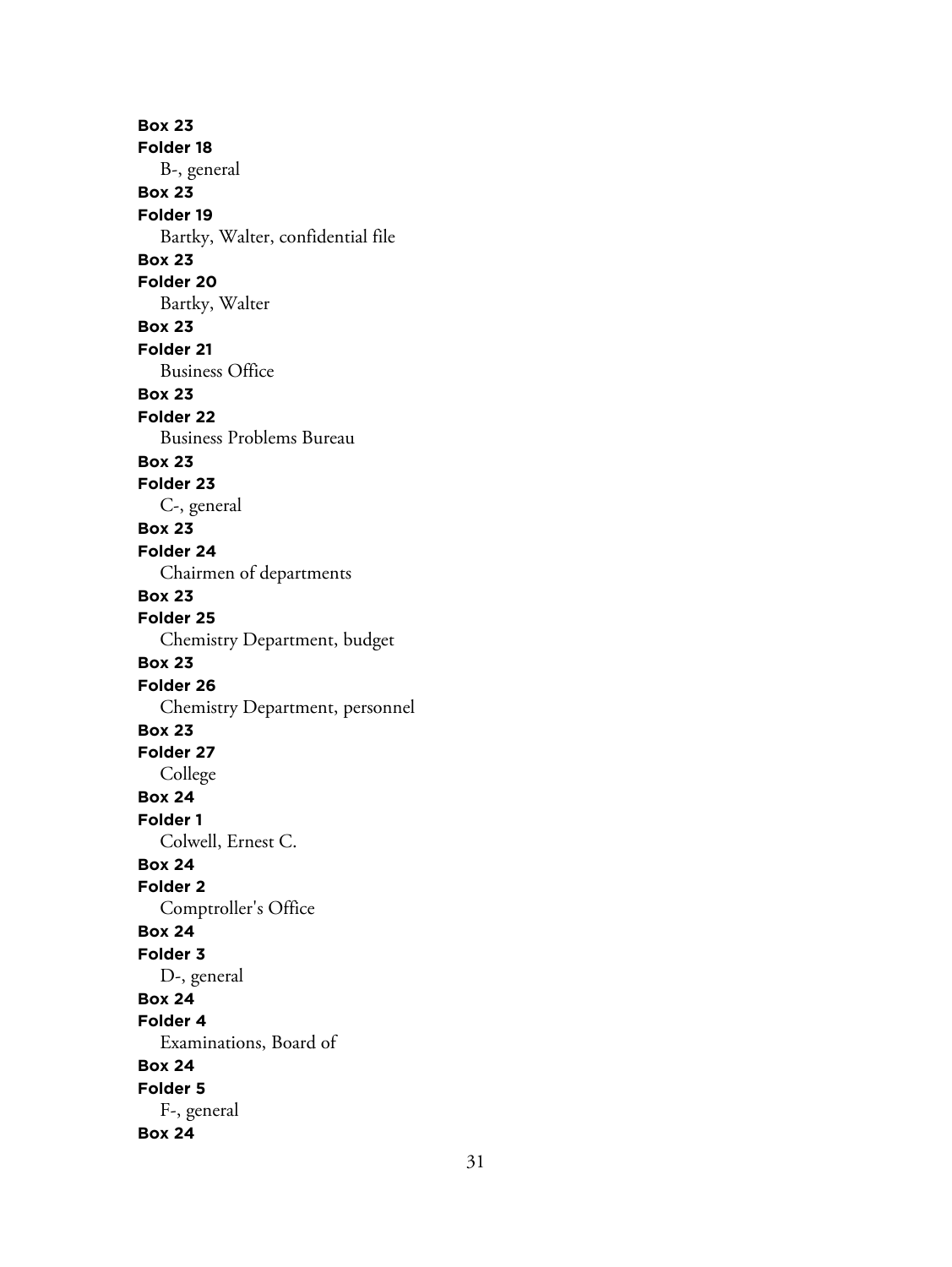**Box 23**
**Folder 18**
B-, general
**Box 23**
**Folder 19**
Bartky, Walter, confidential file
**Box 23**
**Folder 20**
Bartky, Walter
**Box 23**
**Folder 21**
Business Office
**Box 23**
**Folder 22**
Business Problems Bureau
**Box 23**
**Folder 23**
C-, general
**Box 23**
**Folder 24**
Chairmen of departments
**Box 23**
**Folder 25**
Chemistry Department, budget
**Box 23**
**Folder 26**
Chemistry Department, personnel
**Box 23**
**Folder 27**
College
**Box 24**
**Folder 1**
Colwell, Ernest C.
**Box 24**
**Folder 2**
Comptroller's Office
**Box 24**
**Folder 3**
D-, general
**Box 24**
**Folder 4**
Examinations, Board of
**Box 24**
**Folder 5**
F-, general
**Box 24**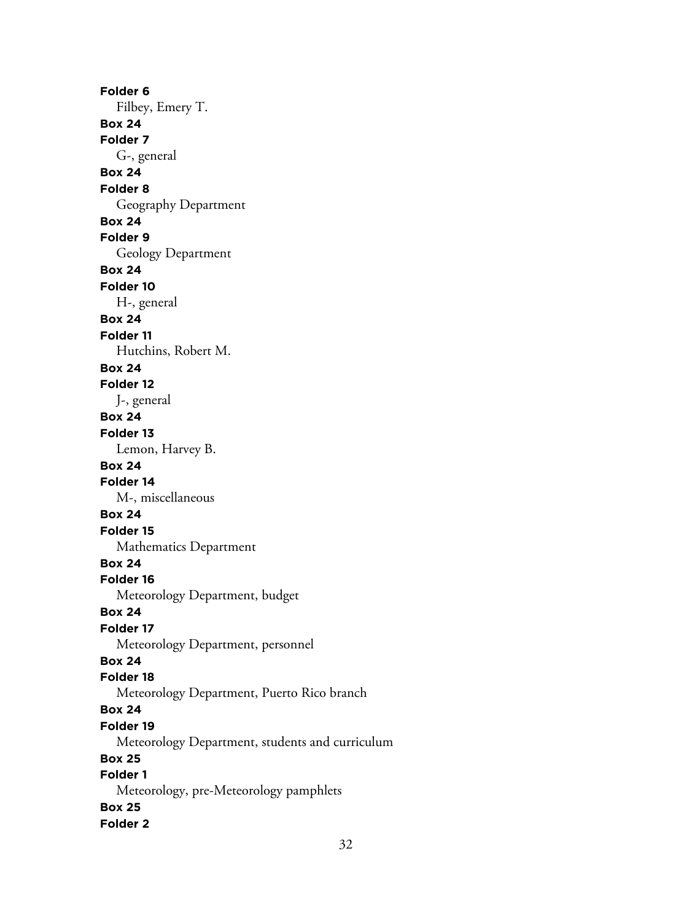**Folder 6**
Filbey, Emery T.

**Box 24**
**Folder 7**
G-, general

**Box 24**
**Folder 8**
Geography Department

**Box 24**
**Folder 9**
Geology Department

**Box 24**
**Folder 10**
H-, general

**Box 24**
**Folder 11**
Hutchins, Robert M.

**Box 24**
**Folder 12**
J-, general

**Box 24**
**Folder 13**
Lemon, Harvey B.

**Box 24**
**Folder 14**
M-, miscellaneous

**Box 24**
**Folder 15**
Mathematics Department

**Box 24**
**Folder 16**
Meteorology Department, budget

**Box 24**
**Folder 17**
Meteorology Department, personnel

**Box 24**
**Folder 18**
Meteorology Department, Puerto Rico branch

**Box 24**
**Folder 19**
Meteorology Department, students and curriculum

**Box 25**
**Folder 1**
Meteorology, pre-Meteorology pamphlets

**Box 25**
**Folder 2**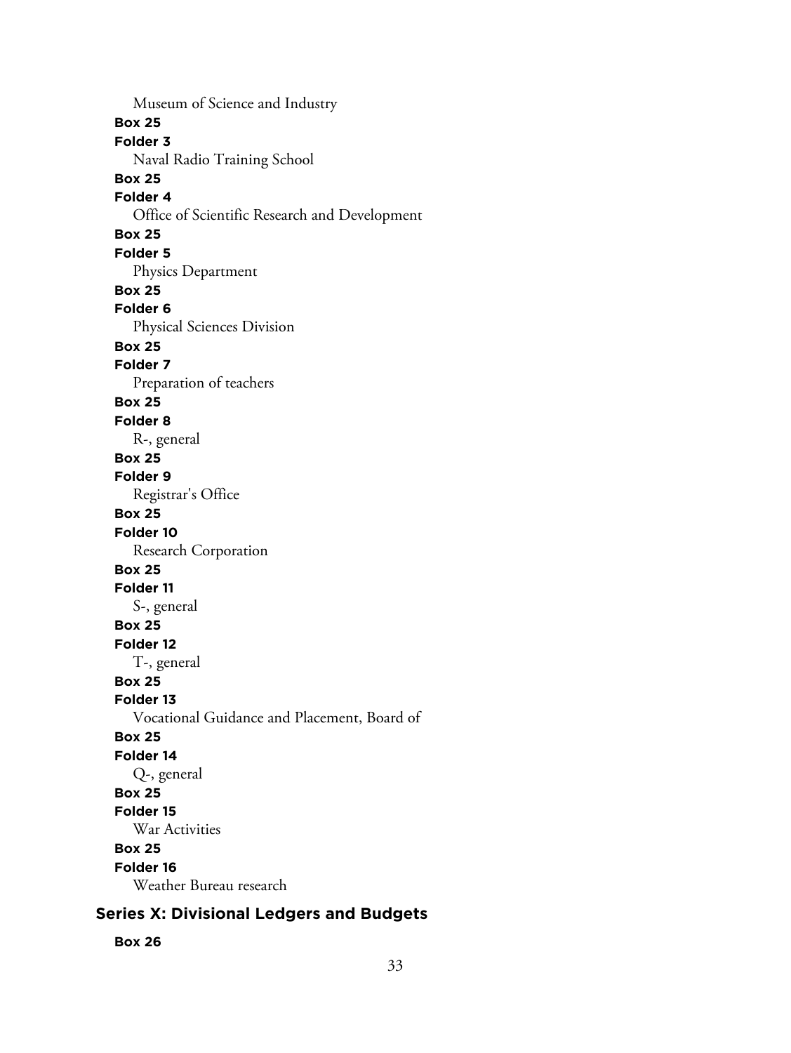Museum of Science and Industry

**Box 25**

**Folder 3**

Naval Radio Training School

**Box 25**

**Folder 4**

Office of Scientific Research and Development

**Box 25**

**Folder 5**

Physics Department

**Box 25**

**Folder 6**

Physical Sciences Division

**Box 25**

**Folder 7**

Preparation of teachers

**Box 25**

**Folder 8**

R-, general

**Box 25**

**Folder 9**

Registrar's Office

**Box 25**

**Folder 10**

Research Corporation

**Box 25**

**Folder 11**

S-, general

**Box 25**

**Folder 12**

T-, general

**Box 25**

**Folder 13**

Vocational Guidance and Placement, Board of

**Box 25**

**Folder 14**

Q-, general

**Box 25**

**Folder 15**

War Activities

**Box 25**

**Folder 16**

Weather Bureau research

## Series X: Divisional Ledgers and Budgets

**Box 26**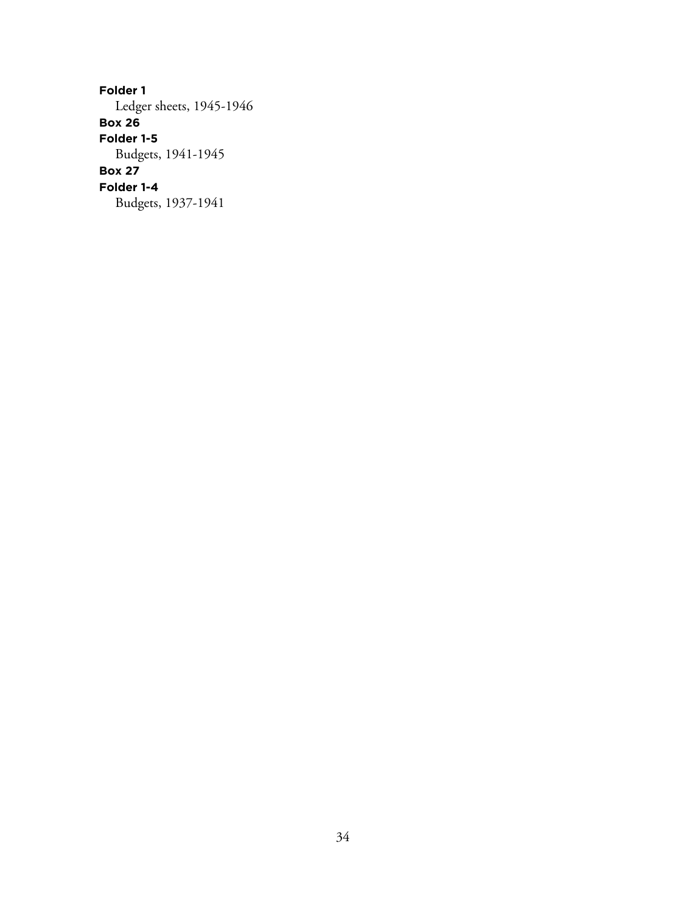**Folder 1**

Ledger sheets, 1945-1946

**Box 26**

**Folder 1-5**

Budgets, 1941-1945

**Box 27**

**Folder 1-4**

Budgets, 1937-1941